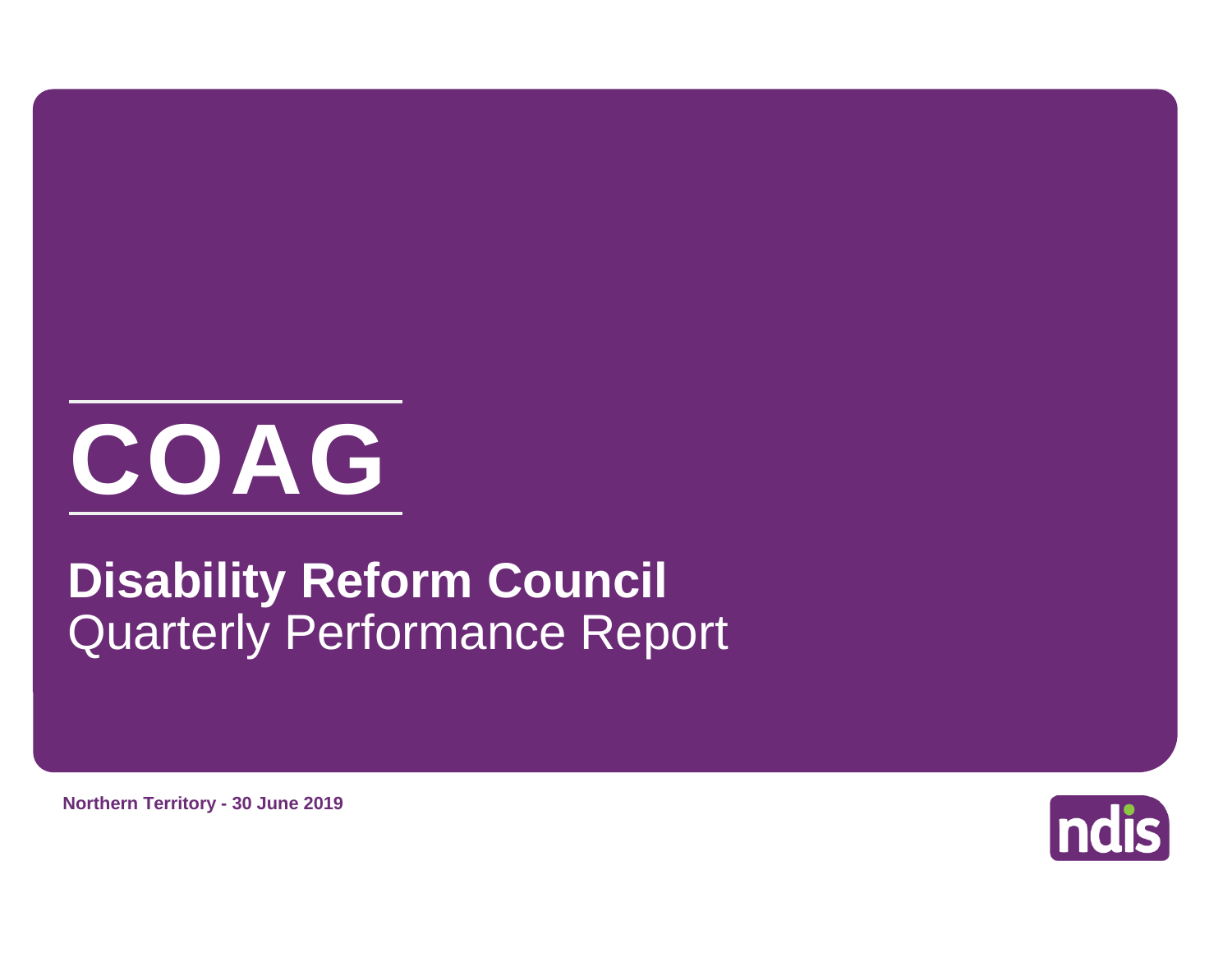# COAG

## Disability Reform Council
Quarterly Performance Report

**Northern Territory - 30 June 2019**

ndis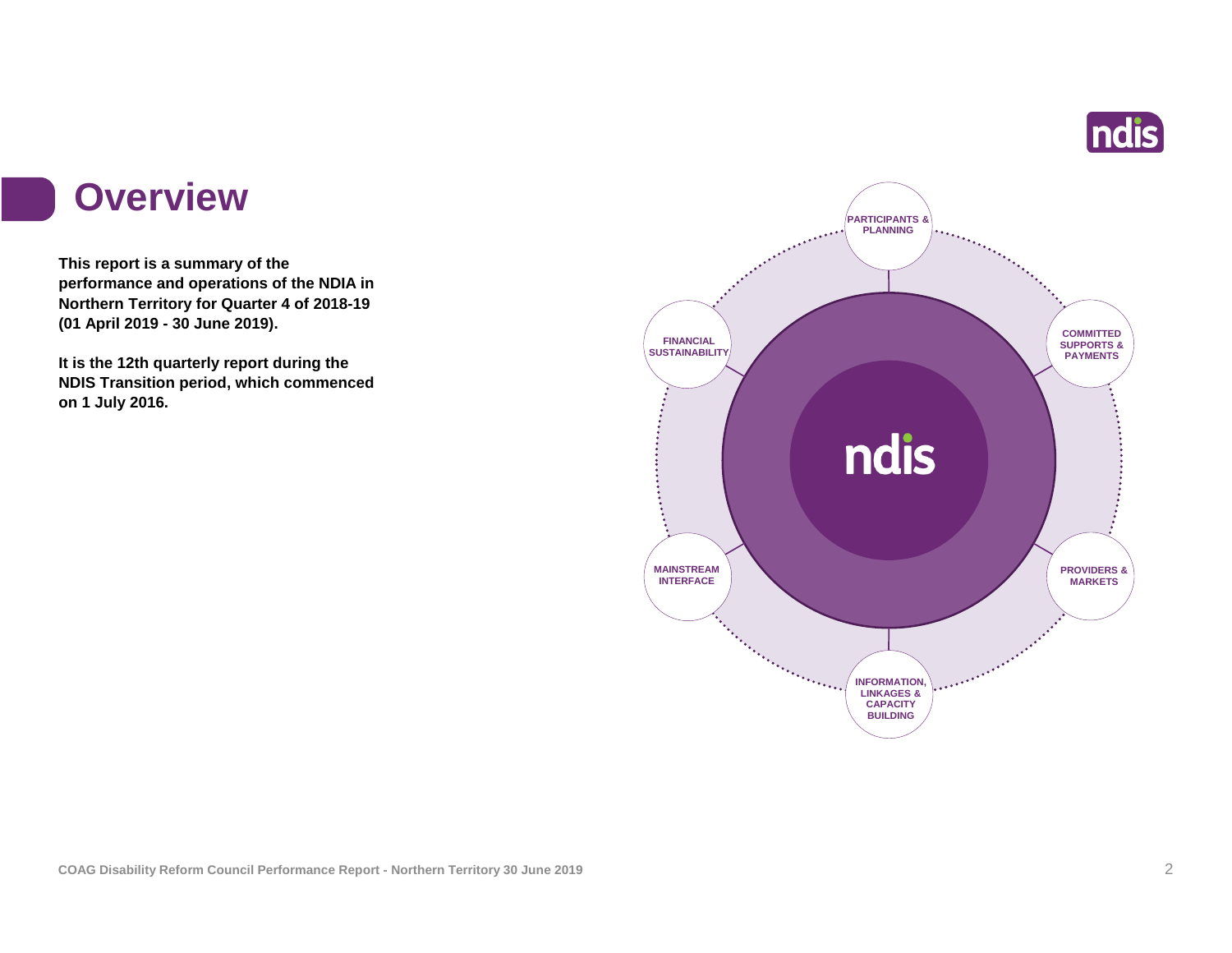# Overview

**This report is a summary of the performance and operations of the NDIA in Northern Territory for Quarter 4 of 2018-19 (01 April 2019 - 30 June 2019).**

**It is the 12th quarterly report during the NDIS Transition period, which commenced on 1 July 2016.**

- PARTICIPANTS & PLANNING
- COMMITTED SUPPORTS & PAYMENTS
- PROVIDERS & MARKETS
- INFORMATION, LINKAGES & CAPACITY BUILDING
- MAINSTREAM INTERFACE
- FINANCIAL SUSTAINABILITY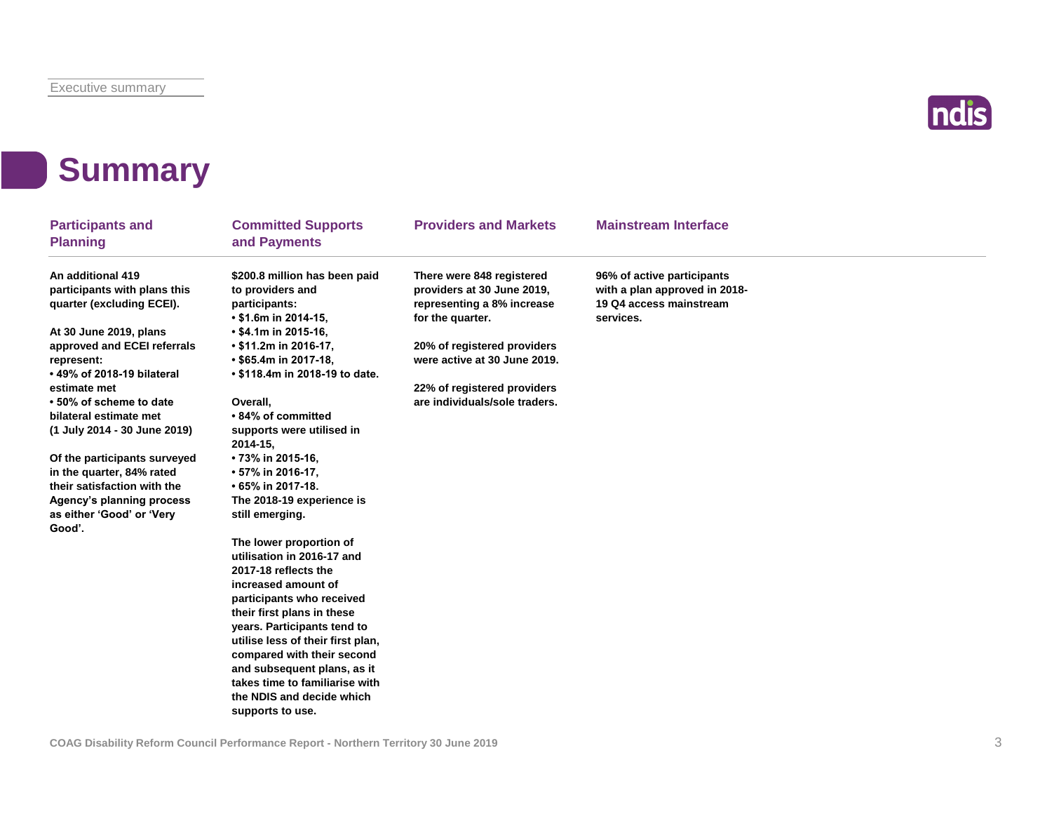# Summary

## Participants and Planning

**An additional 419 participants with plans this quarter (excluding ECEI).**

**At 30 June 2019, plans approved and ECEI referrals represent:**
- **49% of 2018-19 bilateral estimate met**
- **50% of scheme to date bilateral estimate met (1 July 2014 - 30 June 2019)**

**Of the participants surveyed in the quarter, 84% rated their satisfaction with the Agency's planning process as either 'Good' or 'Very Good'.**

## Committed Supports and Payments

**$200.8 million has been paid to providers and participants:**
- **$1.6m in 2014-15,**
- **$4.1m in 2015-16,**
- **$11.2m in 2016-17,**
- **$65.4m in 2017-18,**
- **$118.4m in 2018-19 to date.**

**Overall,**
- **84% of committed supports were utilised in 2014-15,**
- **73% in 2015-16,**
- **57% in 2016-17,**
- **65% in 2017-18.**

**The 2018-19 experience is still emerging.**

**The lower proportion of utilisation in 2016-17 and 2017-18 reflects the increased amount of participants who received their first plans in these years. Participants tend to utilise less of their first plan, compared with their second and subsequent plans, as it takes time to familiarise with the NDIS and decide which supports to use.**

## Providers and Markets

**There were 848 registered providers at 30 June 2019, representing a 8% increase for the quarter.**

**20% of registered providers were active at 30 June 2019.**

**22% of registered providers are individuals/sole traders.**

## Mainstream Interface

**96% of active participants with a plan approved in 2018-19 Q4 access mainstream services.**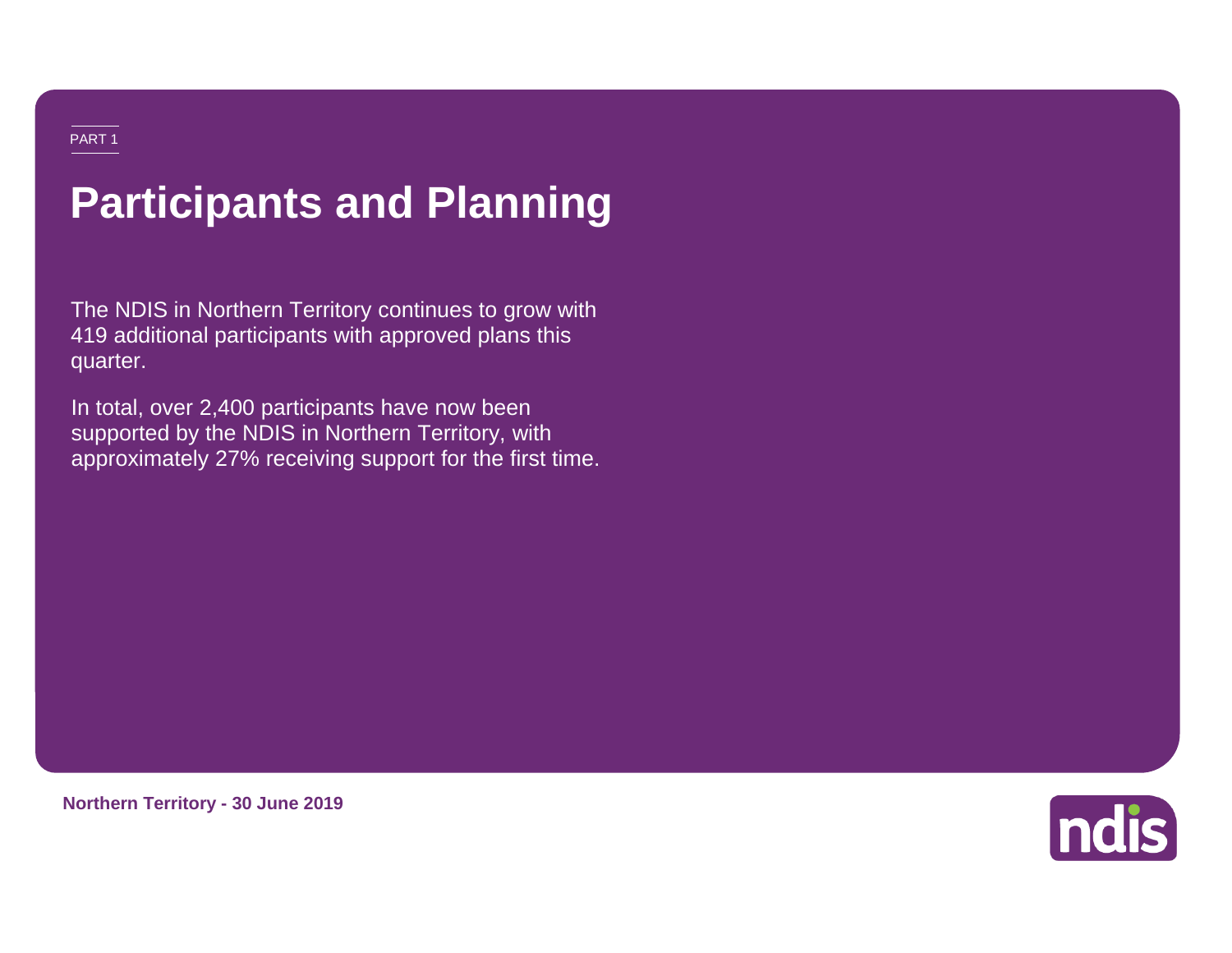PART 1

# Participants and Planning

The NDIS in Northern Territory continues to grow with 419 additional participants with approved plans this quarter.

In total, over 2,400 participants have now been supported by the NDIS in Northern Territory, with approximately 27% receiving support for the first time.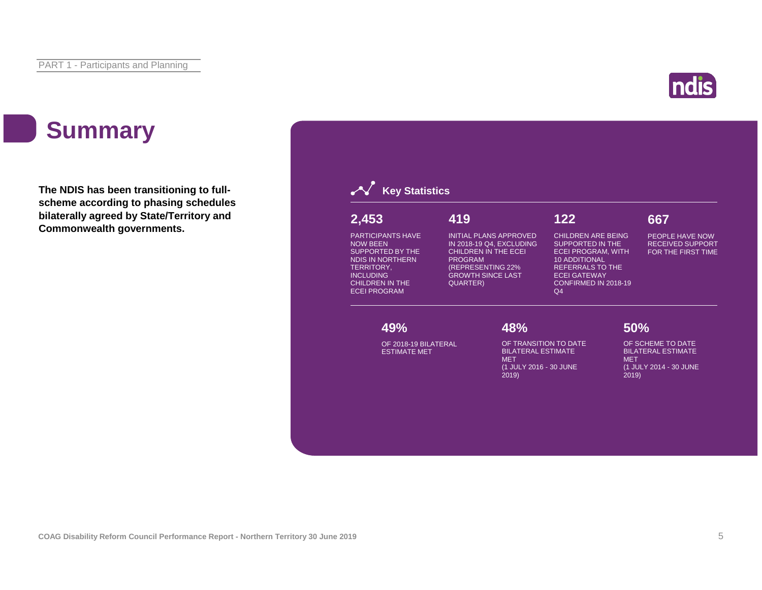# Summary

**The NDIS has been transitioning to full-scheme according to phasing schedules bilaterally agreed by State/Territory and Commonwealth governments.**

## Key Statistics

**2,453**

PARTICIPANTS HAVE NOW BEEN SUPPORTED BY THE NDIS IN NORTHERN TERRITORY, INCLUDING CHILDREN IN THE ECEI PROGRAM

**419**

INITIAL PLANS APPROVED IN 2018-19 Q4, EXCLUDING CHILDREN IN THE ECEI PROGRAM (REPRESENTING 22% GROWTH SINCE LAST QUARTER)

**122**

CHILDREN ARE BEING SUPPORTED IN THE ECEI PROGRAM, WITH 10 ADDITIONAL REFERRALS TO THE ECEI GATEWAY CONFIRMED IN 2018-19 Q4

**667**

PEOPLE HAVE NOW RECEIVED SUPPORT FOR THE FIRST TIME

**49%**

OF 2018-19 BILATERAL ESTIMATE MET

**48%**

OF TRANSITION TO DATE BILATERAL ESTIMATE MET (1 JULY 2016 - 30 JUNE 2019)

**50%**

OF SCHEME TO DATE BILATERAL ESTIMATE MET (1 JULY 2014 - 30 JUNE 2019)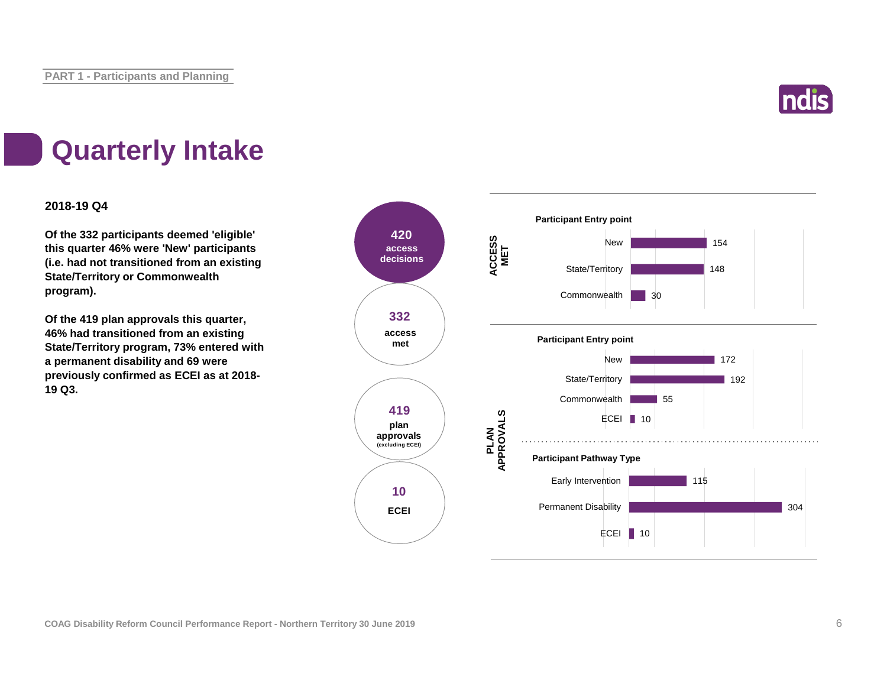# Quarterly Intake

**2018-19 Q4**

**Of the 332 participants deemed 'eligible' this quarter 46% were 'New' participants (i.e. had not transitioned from an existing State/Territory or Commonwealth program).**

**Of the 419 plan approvals this quarter, 46% had transitioned from an existing State/Territory program, 73% entered with a permanent disability and 69 were previously confirmed as ECEI as at 2018-19 Q3.**

**420** access decisions

**332** access met

**419** plan approvals (excluding ECEI)

**10** ECEI

**ACCESS MET**

**Participant Entry point**

| Entry point | Number |
| --- | --- |
| New | 154 |
| State/Territory | 148 |
| Commonwealth | 30 |

**PLAN APPROVALS**

**Participant Entry point**

| Entry point | Number |
| --- | --- |
| New | 172 |
| State/Territory | 192 |
| Commonwealth | 55 |
| ECEI | 10 |

**Participant Pathway Type**

| Pathway Type | Number |
| --- | --- |
| Early Intervention | 115 |
| Permanent Disability | 304 |
| ECEI | 10 |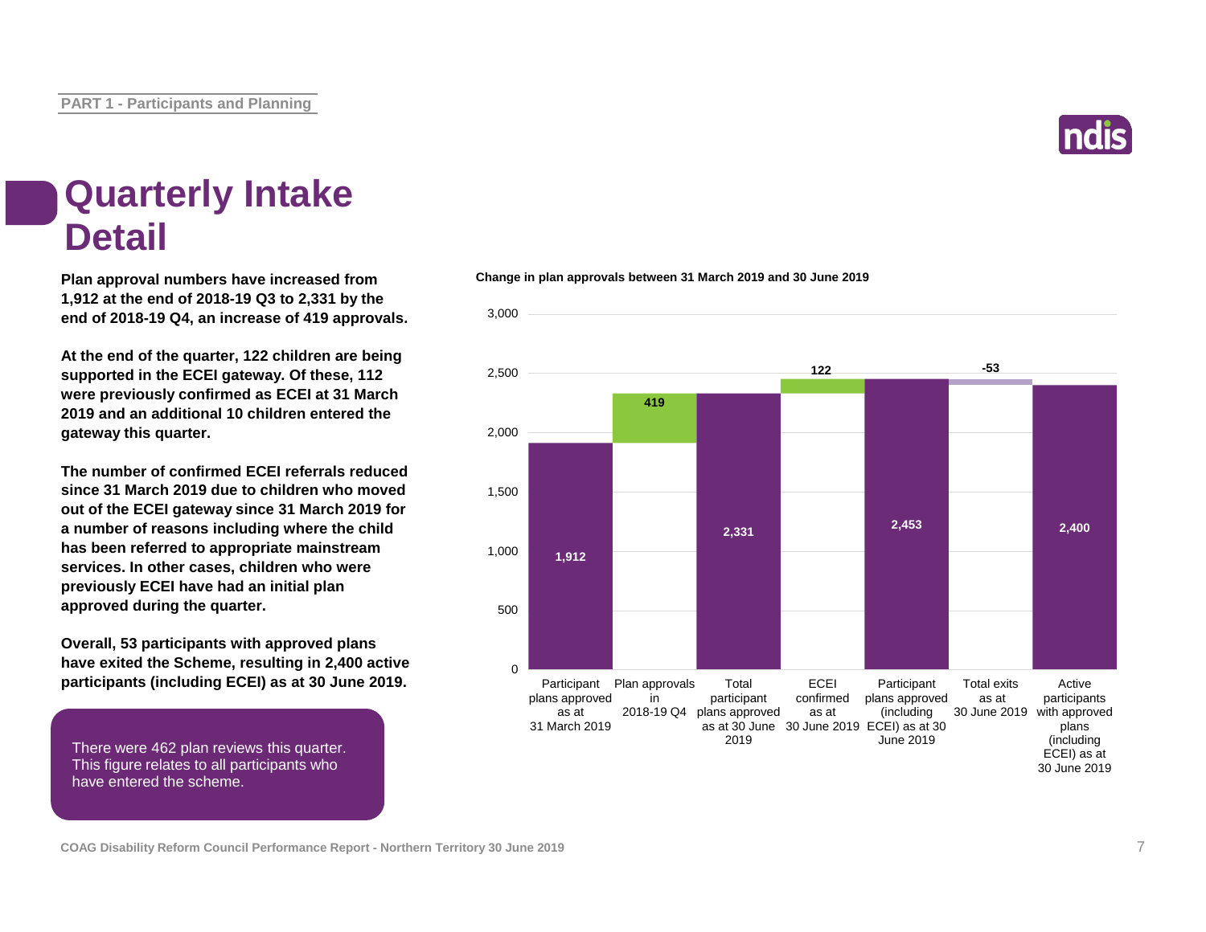# Quarterly Intake Detail

**Plan approval numbers have increased from 1,912 at the end of 2018-19 Q3 to 2,331 by the end of 2018-19 Q4, an increase of 419 approvals.**

**At the end of the quarter, 122 children are being supported in the ECEI gateway. Of these, 112 were previously confirmed as ECEI at 31 March 2019 and an additional 10 children entered the gateway this quarter.**

**The number of confirmed ECEI referrals reduced since 31 March 2019 due to children who moved out of the ECEI gateway since 31 March 2019 for a number of reasons including where the child has been referred to appropriate mainstream services. In other cases, children who were previously ECEI have had an initial plan approved during the quarter.**

**Overall, 53 participants with approved plans have exited the Scheme, resulting in 2,400 active participants (including ECEI) as at 30 June 2019.**

There were 462 plan reviews this quarter. This figure relates to all participants who have entered the scheme.

**Change in plan approvals between 31 March 2019 and 30 June 2019**

| Category | Value |
|---|---|
| Participant plans approved as at 31 March 2019 | 1,912 |
| Plan approvals in 2018-19 Q4 | 419 |
| Total participant plans approved as at 30 June 2019 | 2,331 |
| ECEI confirmed as at 30 June 2019 | 122 |
| Participant plans approved (including ECEI) as at 30 June 2019 | 2,453 |
| Total exits as at 30 June 2019 | -53 |
| Active participants with approved plans (including ECEI) as at 30 June 2019 | 2,400 |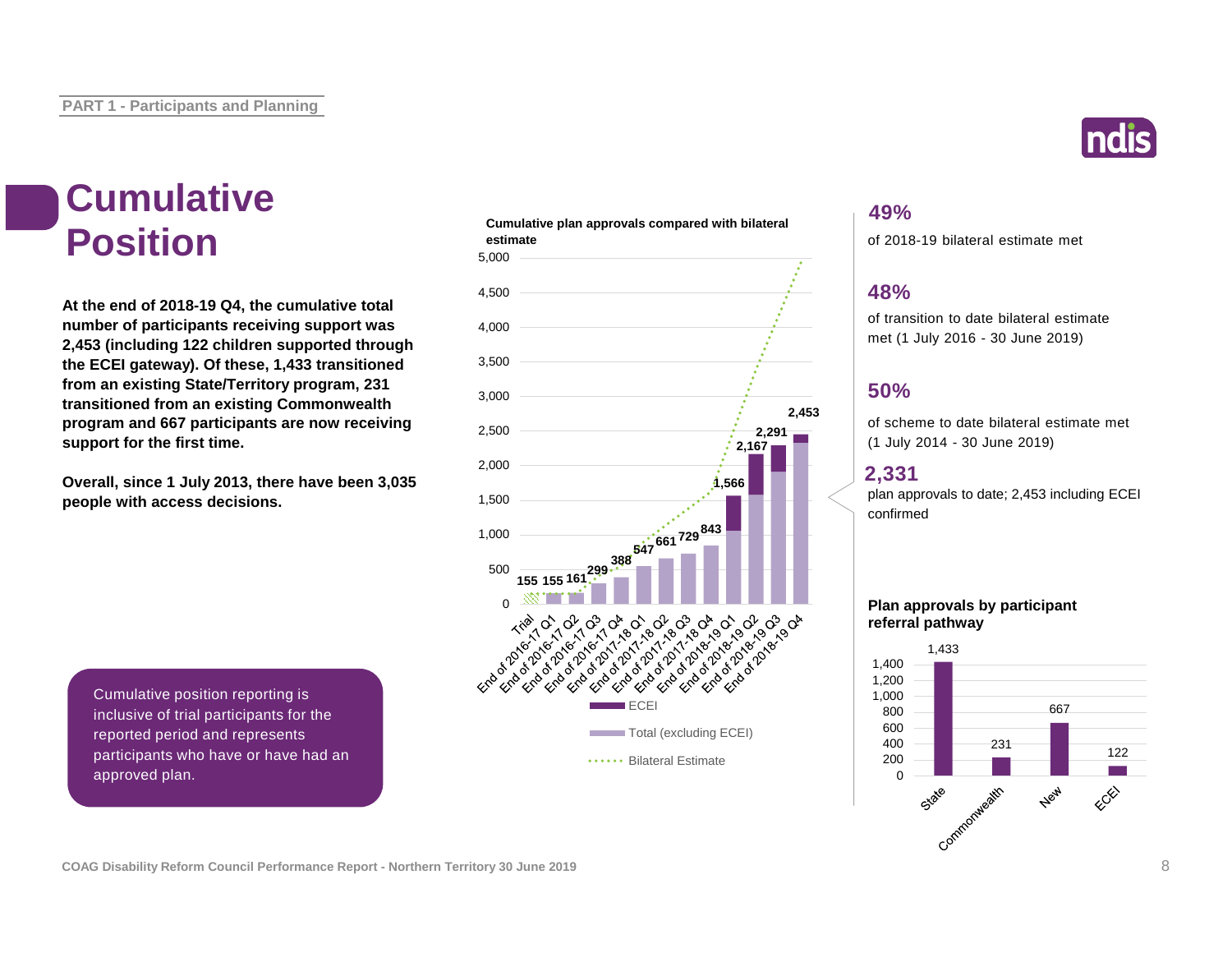PART 1 - Participants and Planning

# Cumulative Position

**At the end of 2018-19 Q4, the cumulative total number of participants receiving support was 2,453 (including 122 children supported through the ECEI gateway). Of these, 1,433 transitioned from an existing State/Territory program, 231 transitioned from an existing Commonwealth program and 667 participants are now receiving support for the first time.**

**Overall, since 1 July 2013, there have been 3,035 people with access decisions.**

Cumulative position reporting is inclusive of trial participants for the reported period and represents participants who have or have had an approved plan.

**Cumulative plan approvals compared with bilateral estimate**

| Period | Total (including ECEI) |
|---|---|
| Trial | 155 |
| End of 2016-17 Q1 | 155 |
| End of 2016-17 Q2 | 161 |
| End of 2016-17 Q3 | 299 |
| End of 2016-17 Q4 | 388 |
| End of 2017-18 Q1 | 547 |
| End of 2017-18 Q2 | 661 |
| End of 2017-18 Q3 | 729 |
| End of 2017-18 Q4 | 843 |
| End of 2018-19 Q1 | 1,566 |
| End of 2018-19 Q2 | 2,167 |
| End of 2018-19 Q3 | 2,291 |
| End of 2018-19 Q4 | 2,453 |

Legend: ECEI; Total (excluding ECEI); Bilateral Estimate

**49%**
of 2018-19 bilateral estimate met

**48%**
of transition to date bilateral estimate met (1 July 2016 - 30 June 2019)

**50%**
of scheme to date bilateral estimate met (1 July 2014 - 30 June 2019)

**2,331**
plan approvals to date; 2,453 including ECEI confirmed

**Plan approvals by participant referral pathway**

| Pathway | Plan approvals |
|---|---|
| State | 1,433 |
| Commonwealth | 231 |
| New | 667 |
| ECEI | 122 |

COAG Disability Reform Council Performance Report - Northern Territory 30 June 2019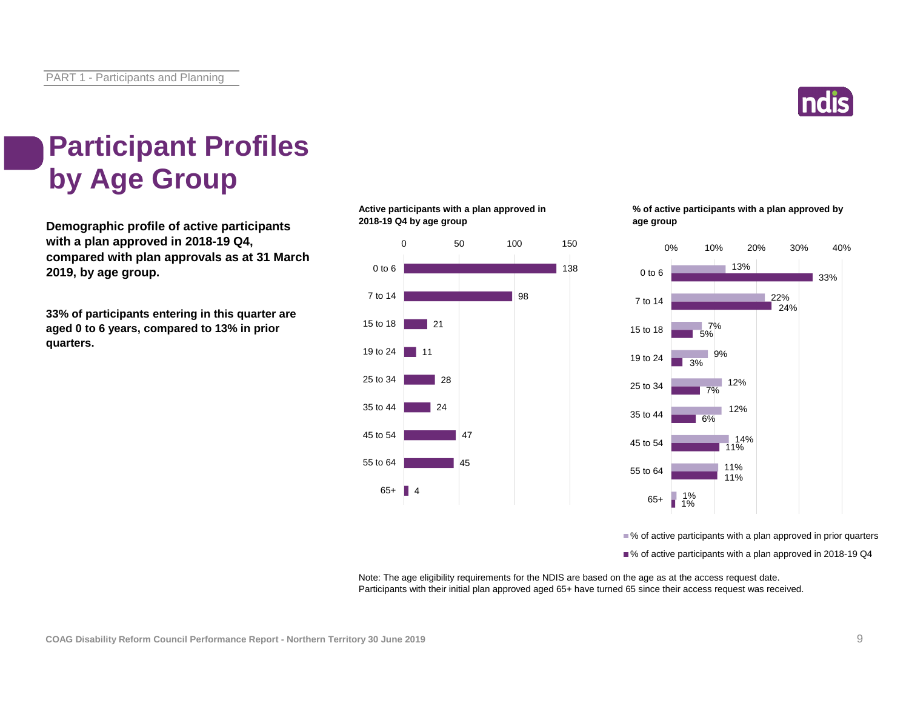# Participant Profiles by Age Group

**Demographic profile of active participants with a plan approved in 2018-19 Q4, compared with plan approvals as at 31 March 2019, by age group.**

**33% of participants entering in this quarter are aged 0 to 6 years, compared to 13% in prior quarters.**

**Active participants with a plan approved in 2018-19 Q4 by age group**

| Age group | Active participants |
|---|---|
| 0 to 6 | 138 |
| 7 to 14 | 98 |
| 15 to 18 | 21 |
| 19 to 24 | 11 |
| 25 to 34 | 28 |
| 35 to 44 | 24 |
| 45 to 54 | 47 |
| 55 to 64 | 45 |
| 65+ | 4 |

**% of active participants with a plan approved by age group**

| Age group | % of active participants with a plan approved in prior quarters | % of active participants with a plan approved in 2018-19 Q4 |
|---|---|---|
| 0 to 6 | 13% | 33% |
| 7 to 14 | 22% | 24% |
| 15 to 18 | 7% | 5% |
| 19 to 24 | 9% | 3% |
| 25 to 34 | 12% | 7% |
| 35 to 44 | 12% | 6% |
| 45 to 54 | 14% | 11% |
| 55 to 64 | 11% | 11% |
| 65+ | 1% | 1% |

Note: The age eligibility requirements for the NDIS are based on the age as at the access request date.
Participants with their initial plan approved aged 65+ have turned 65 since their access request was received.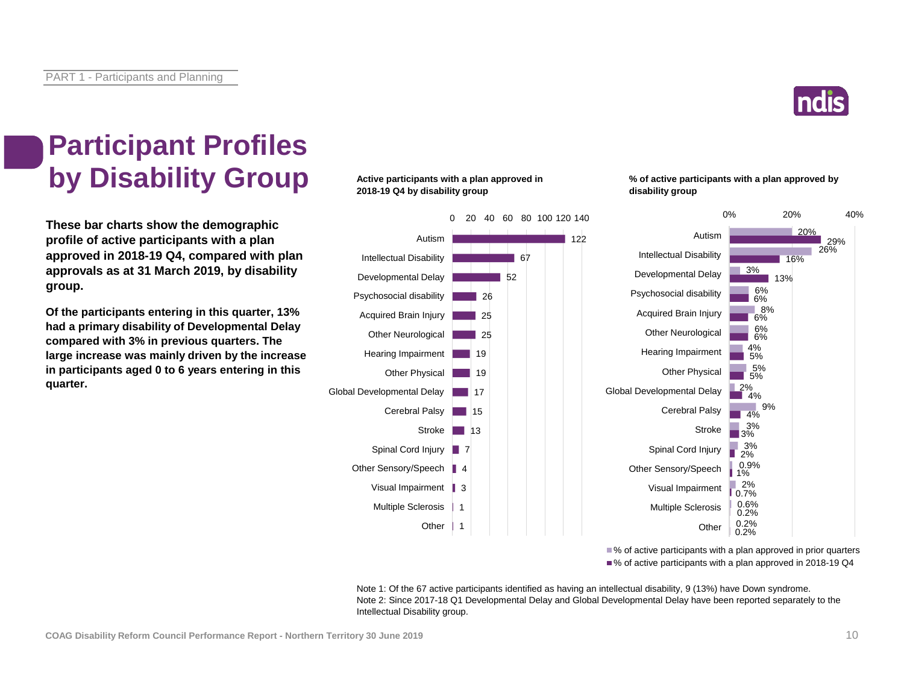PART 1 - Participants and Planning

# Participant Profiles by Disability Group

**These bar charts show the demographic profile of active participants with a plan approved in 2018-19 Q4, compared with plan approvals as at 31 March 2019, by disability group.**

**Of the participants entering in this quarter, 13% had a primary disability of Developmental Delay compared with 3% in previous quarters. The large increase was mainly driven by the increase in participants aged 0 to 6 years entering in this quarter.**

**Active participants with a plan approved in 2018-19 Q4 by disability group**

**% of active participants with a plan approved by disability group**

| Disability group | Active participants with a plan approved in 2018-19 Q4 | % of active participants with a plan approved in prior quarters | % of active participants with a plan approved in 2018-19 Q4 |
|---|---|---|---|
| Autism | 122 | 20% | 29% |
| Intellectual Disability | 67 | 26% | 16% |
| Developmental Delay | 52 | 3% | 13% |
| Psychosocial disability | 26 | 6% | 6% |
| Acquired Brain Injury | 25 | 8% | 6% |
| Other Neurological | 25 | 6% | 6% |
| Hearing Impairment | 19 | 4% | 5% |
| Other Physical | 19 | 5% | 5% |
| Global Developmental Delay | 17 | 2% | 4% |
| Cerebral Palsy | 15 | 9% | 4% |
| Stroke | 13 | 3% | 3% |
| Spinal Cord Injury | 7 | 3% | 2% |
| Other Sensory/Speech | 4 | 0.9% | 1% |
| Visual Impairment | 3 | 2% | 0.7% |
| Multiple Sclerosis | 1 | 0.6% | 0.2% |
| Other | 1 | 0.2% | 0.2% |

Note 1: Of the 67 active participants identified as having an intellectual disability, 9 (13%) have Down syndrome.
Note 2: Since 2017-18 Q1 Developmental Delay and Global Developmental Delay have been reported separately to the Intellectual Disability group.

COAG Disability Reform Council Performance Report - Northern Territory 30 June 2019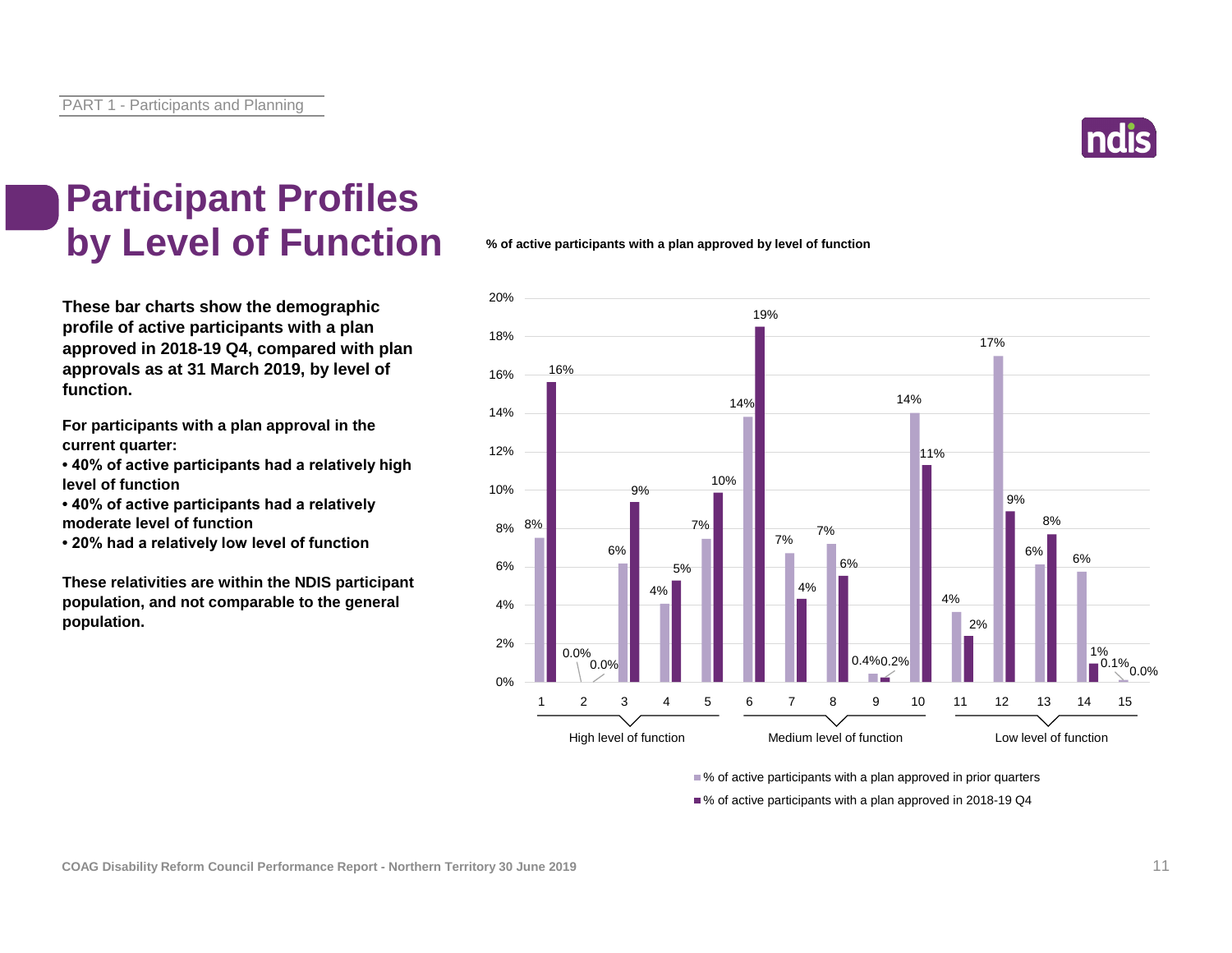# Participant Profiles by Level of Function

**These bar charts show the demographic profile of active participants with a plan approved in 2018-19 Q4, compared with plan approvals as at 31 March 2019, by level of function.**

**For participants with a plan approval in the current quarter:**

- **40% of active participants had a relatively high level of function**
- **40% of active participants had a relatively moderate level of function**
- **20% had a relatively low level of function**

**These relativities are within the NDIS participant population, and not comparable to the general population.**

**% of active participants with a plan approved by level of function**

| Level of function | Group | % of active participants with a plan approved in prior quarters | % of active participants with a plan approved in 2018-19 Q4 |
|---|---|---|---|
| 1 | High level of function | 8% | 16% |
| 2 | High level of function | 0.0% | 0.0% |
| 3 | High level of function | 6% | 9% |
| 4 | High level of function | 4% | 5% |
| 5 | High level of function | 7% | 10% |
| 6 | Medium level of function | 14% | 19% |
| 7 | Medium level of function | 7% | 4% |
| 8 | Medium level of function | 7% | 6% |
| 9 | Medium level of function | 0.4% | 0.2% |
| 10 | Medium level of function | 14% | 11% |
| 11 | Low level of function | 4% | 2% |
| 12 | Low level of function | 17% | 9% |
| 13 | Low level of function | 6% | 8% |
| 14 | Low level of function | 6% | 1% |
| 15 | Low level of function | 0.1% | 0.0% |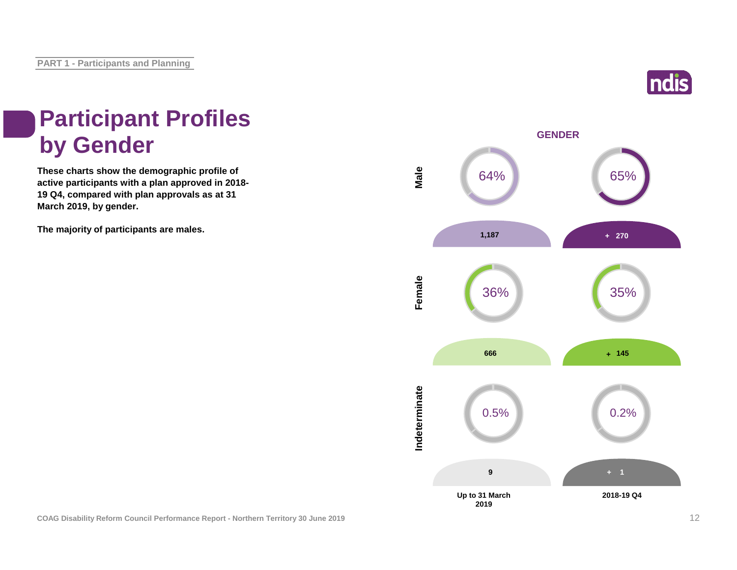PART 1 - Participants and Planning

# Participant Profiles by Gender

**These charts show the demographic profile of active participants with a plan approved in 2018-19 Q4, compared with plan approvals as at 31 March 2019, by gender.**

**The majority of participants are males.**

**GENDER**

| | Up to 31 March 2019 | 2018-19 Q4 |
|---|---|---|
| Male | 64% | 65% |
| | 1,187 | + 270 |
| Female | 36% | 35% |
| | 666 | + 145 |
| Indeterminate | 0.5% | 0.2% |
| | 9 | + 1 |

COAG Disability Reform Council Performance Report - Northern Territory 30 June 2019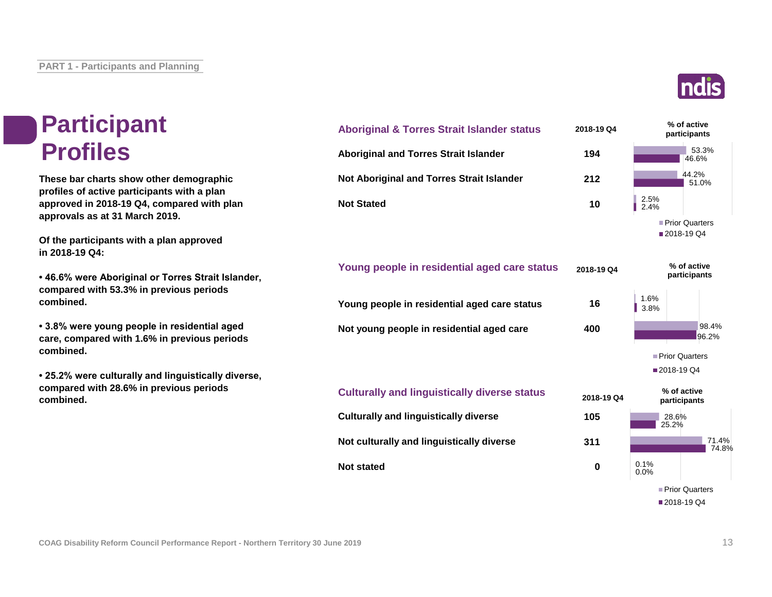# Participant Profiles

**These bar charts show other demographic profiles of active participants with a plan approved in 2018-19 Q4, compared with plan approvals as at 31 March 2019.**

**Of the participants with a plan approved in 2018-19 Q4:**

- **46.6% were Aboriginal or Torres Strait Islander, compared with 53.3% in previous periods combined.**
- **3.8% were young people in residential aged care, compared with 1.6% in previous periods combined.**
- **25.2% were culturally and linguistically diverse, compared with 28.6% in previous periods combined.**

| Aboriginal & Torres Strait Islander status | 2018-19 Q4 | % of active participants – Prior Quarters | % of active participants – 2018-19 Q4 |
|---|---|---|---|
| Aboriginal and Torres Strait Islander | 194 | 53.3% | 46.6% |
| Not Aboriginal and Torres Strait Islander | 212 | 44.2% | 51.0% |
| Not Stated | 10 | 2.5% | 2.4% |

| Young people in residential aged care status | 2018-19 Q4 | % of active participants – Prior Quarters | % of active participants – 2018-19 Q4 |
|---|---|---|---|
| Young people in residential aged care status | 16 | 1.6% | 3.8% |
| Not young people in residential aged care | 400 | 98.4% | 96.2% |

| Culturally and linguistically diverse status | 2018-19 Q4 | % of active participants – Prior Quarters | % of active participants – 2018-19 Q4 |
|---|---|---|---|
| Culturally and linguistically diverse | 105 | 28.6% | 25.2% |
| Not culturally and linguistically diverse | 311 | 71.4% | 74.8% |
| Not stated | 0 | 0.1% | 0.0% |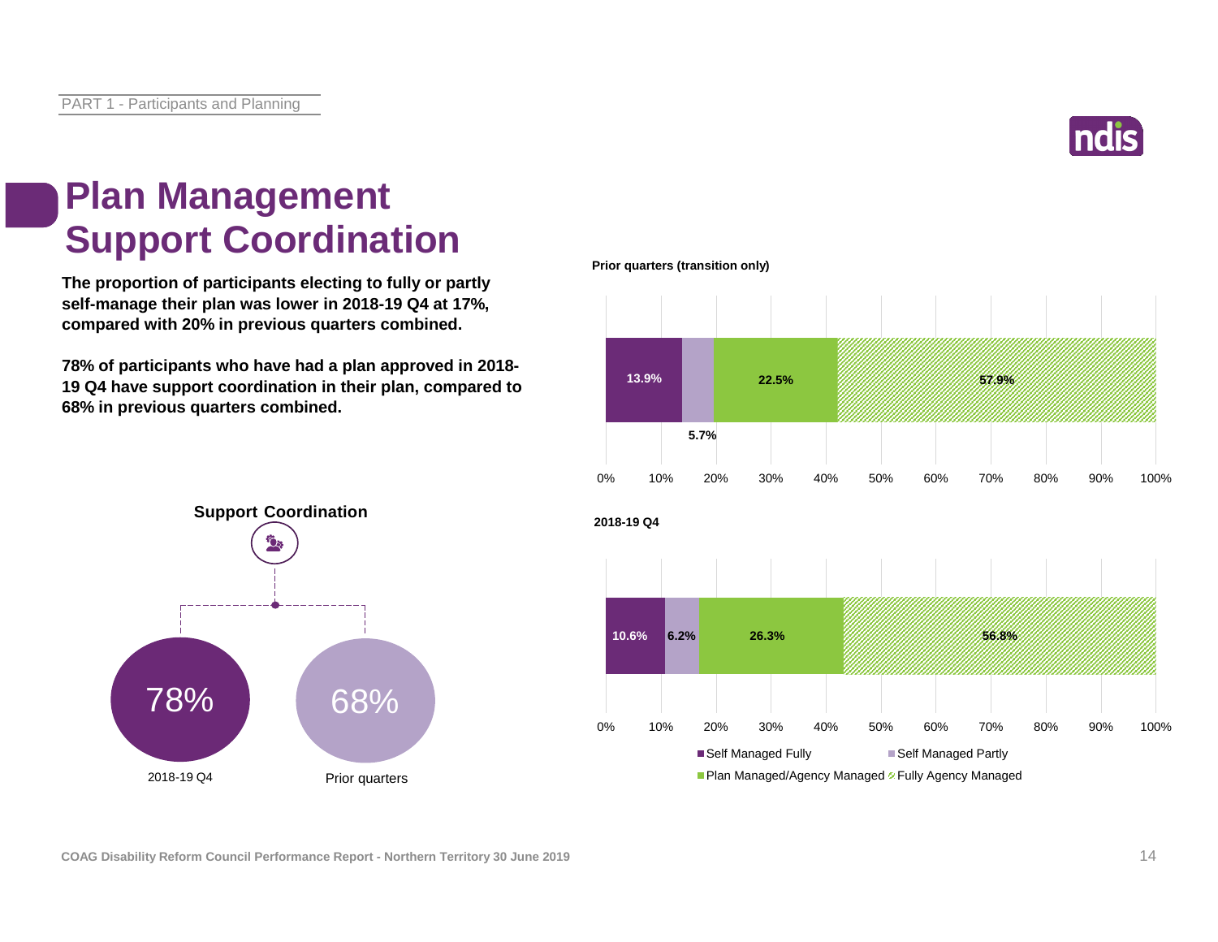# Plan Management
# Support Coordination

**The proportion of participants electing to fully or partly self-manage their plan was lower in 2018-19 Q4 at 17%, compared with 20% in previous quarters combined.**

**78% of participants who have had a plan approved in 2018-19 Q4 have support coordination in their plan, compared to 68% in previous quarters combined.**

**Support Coordination**

| 2018-19 Q4 | Prior quarters |
|---|---|
| 78% | 68% |

**Prior quarters (transition only)**

| Self Managed Fully | Self Managed Partly | Plan Managed/Agency Managed | Fully Agency Managed |
|---|---|---|---|
| 13.9% | 5.7% | 22.5% | 57.9% |

**2018-19 Q4**

| Self Managed Fully | Self Managed Partly | Plan Managed/Agency Managed | Fully Agency Managed |
|---|---|---|---|
| 10.6% | 6.2% | 26.3% | 56.8% |

COAG Disability Reform Council Performance Report - Northern Territory 30 June 2019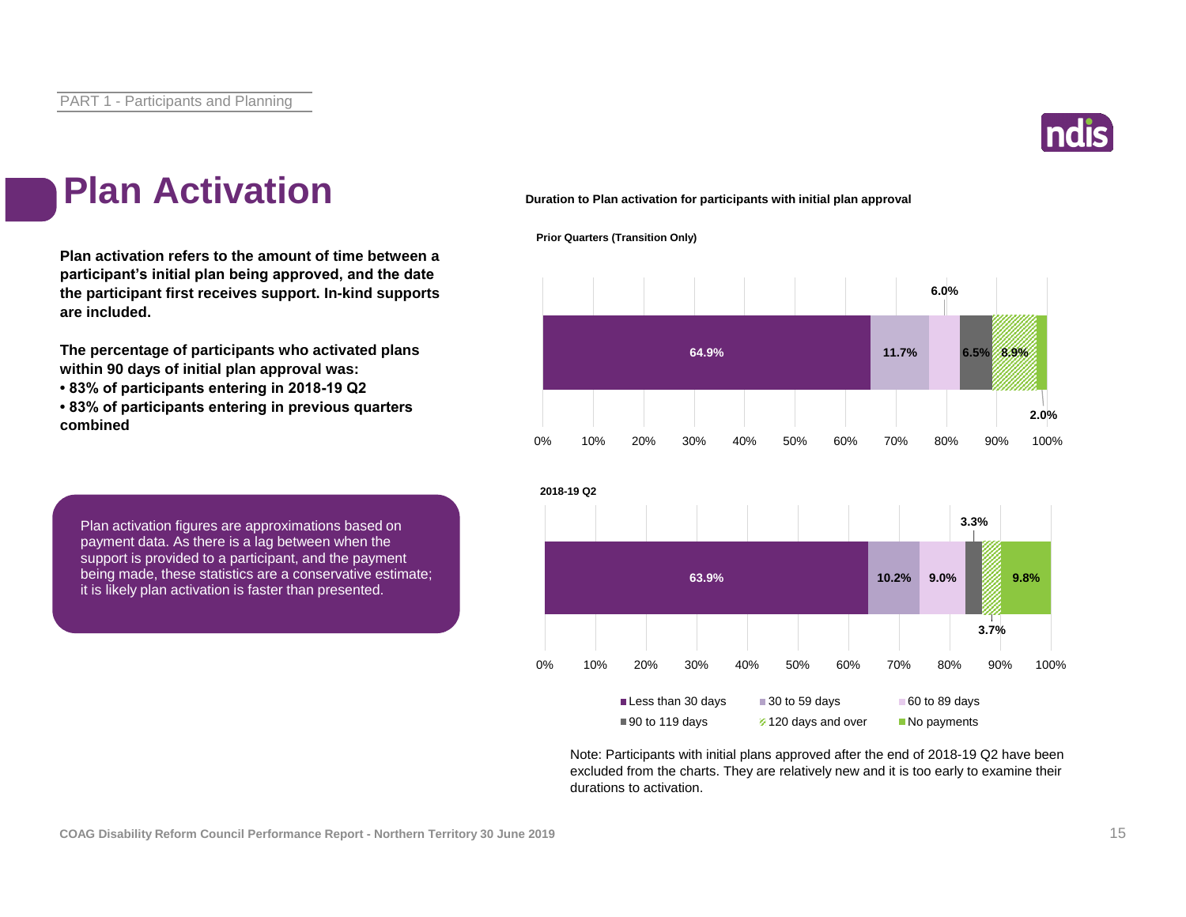# Plan Activation

**Plan activation refers to the amount of time between a participant's initial plan being approved, and the date the participant first receives support. In-kind supports are included.**

**The percentage of participants who activated plans within 90 days of initial plan approval was:**
- **83% of participants entering in 2018-19 Q2**
- **83% of participants entering in previous quarters combined**

Plan activation figures are approximations based on payment data. As there is a lag between when the support is provided to a participant, and the payment being made, these statistics are a conservative estimate; it is likely plan activation is faster than presented.

**Duration to Plan activation for participants with initial plan approval**

| Period | Less than 30 days | 30 to 59 days | 60 to 89 days | 90 to 119 days | 120 days and over | No payments |
|---|---|---|---|---|---|---|
| Prior Quarters (Transition Only) | 64.9% | 11.7% | 6.0% | 6.5% | 8.9% | 2.0% |
| 2018-19 Q2 | 63.9% | 10.2% | 9.0% | 3.3% | 3.7% | 9.8% |

Note: Participants with initial plans approved after the end of 2018-19 Q2 have been excluded from the charts. They are relatively new and it is too early to examine their durations to activation.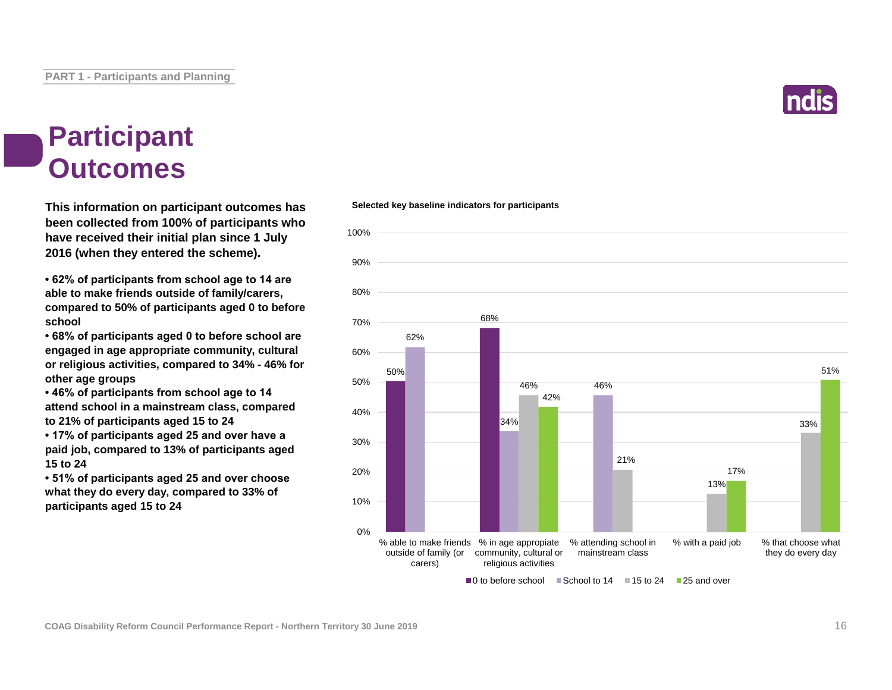# Participant Outcomes

**This information on participant outcomes has been collected from 100% of participants who have received their initial plan since 1 July 2016 (when they entered the scheme).**

- **62% of participants from school age to 14 are able to make friends outside of family/carers, compared to 50% of participants aged 0 to before school**
- **68% of participants aged 0 to before school are engaged in age appropriate community, cultural or religious activities, compared to 34% - 46% for other age groups**
- **46% of participants from school age to 14 attend school in a mainstream class, compared to 21% of participants aged 15 to 24**
- **17% of participants aged 25 and over have a paid job, compared to 13% of participants aged 15 to 24**
- **51% of participants aged 25 and over choose what they do every day, compared to 33% of participants aged 15 to 24**

**Selected key baseline indicators for participants**

| Indicator | 0 to before school | School to 14 | 15 to 24 | 25 and over |
|---|---|---|---|---|
| % able to make friends outside of family (or carers) | 50% | 62% | | |
| % in age appropiate community, cultural or religious activities | 68% | 34% | 46% | 42% |
| % attending school in mainstream class | | 46% | 21% | |
| % with a paid job | | | 13% | 17% |
| % that choose what they do every day | | | 33% | 51% |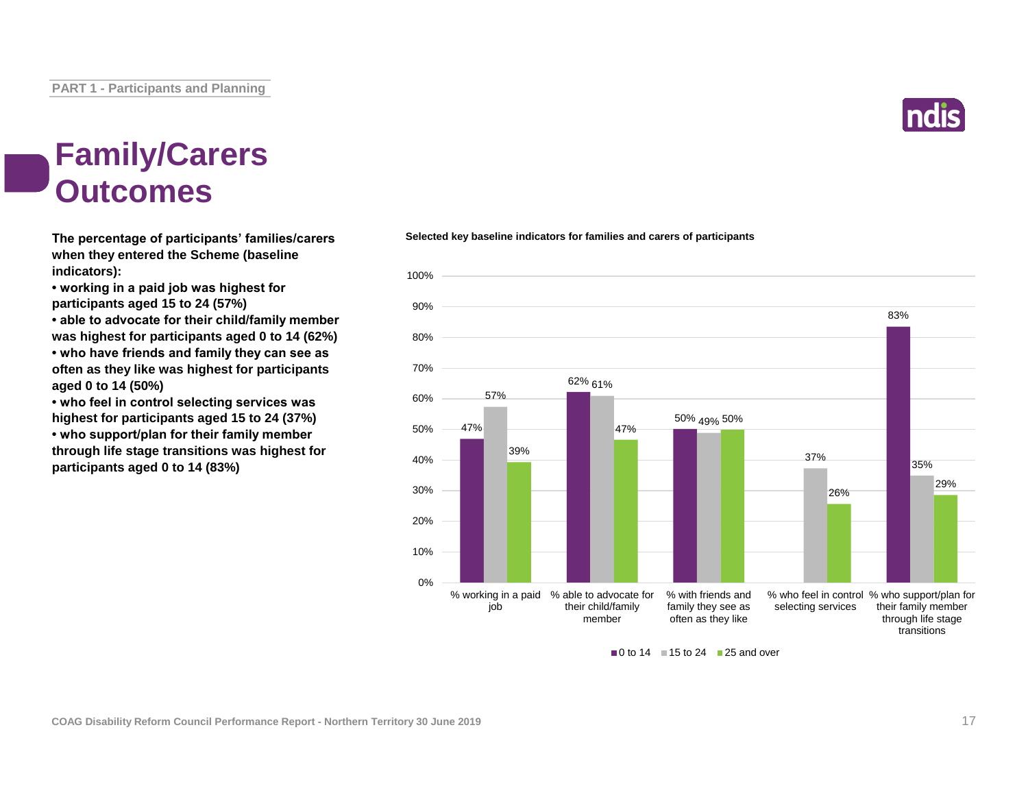# Family/Carers Outcomes

**The percentage of participants' families/carers when they entered the Scheme (baseline indicators):**

- **working in a paid job was highest for participants aged 15 to 24 (57%)**
- **able to advocate for their child/family member was highest for participants aged 0 to 14 (62%)**
- **who have friends and family they can see as often as they like was highest for participants aged 0 to 14 (50%)**
- **who feel in control selecting services was highest for participants aged 15 to 24 (37%)**
- **who support/plan for their family member through life stage transitions was highest for participants aged 0 to 14 (83%)**

**Selected key baseline indicators for families and carers of participants**

| | 0 to 14 | 15 to 24 | 25 and over |
|---|---|---|---|
| % working in a paid job | 47% | 57% | 39% |
| % able to advocate for their child/family member | 62% | 61% | 47% |
| % with friends and family they see as often as they like | 50% | 49% | 50% |
| % who feel in control selecting services | | 37% | 26% |
| % who support/plan for their family member through life stage transitions | 83% | 35% | 29% |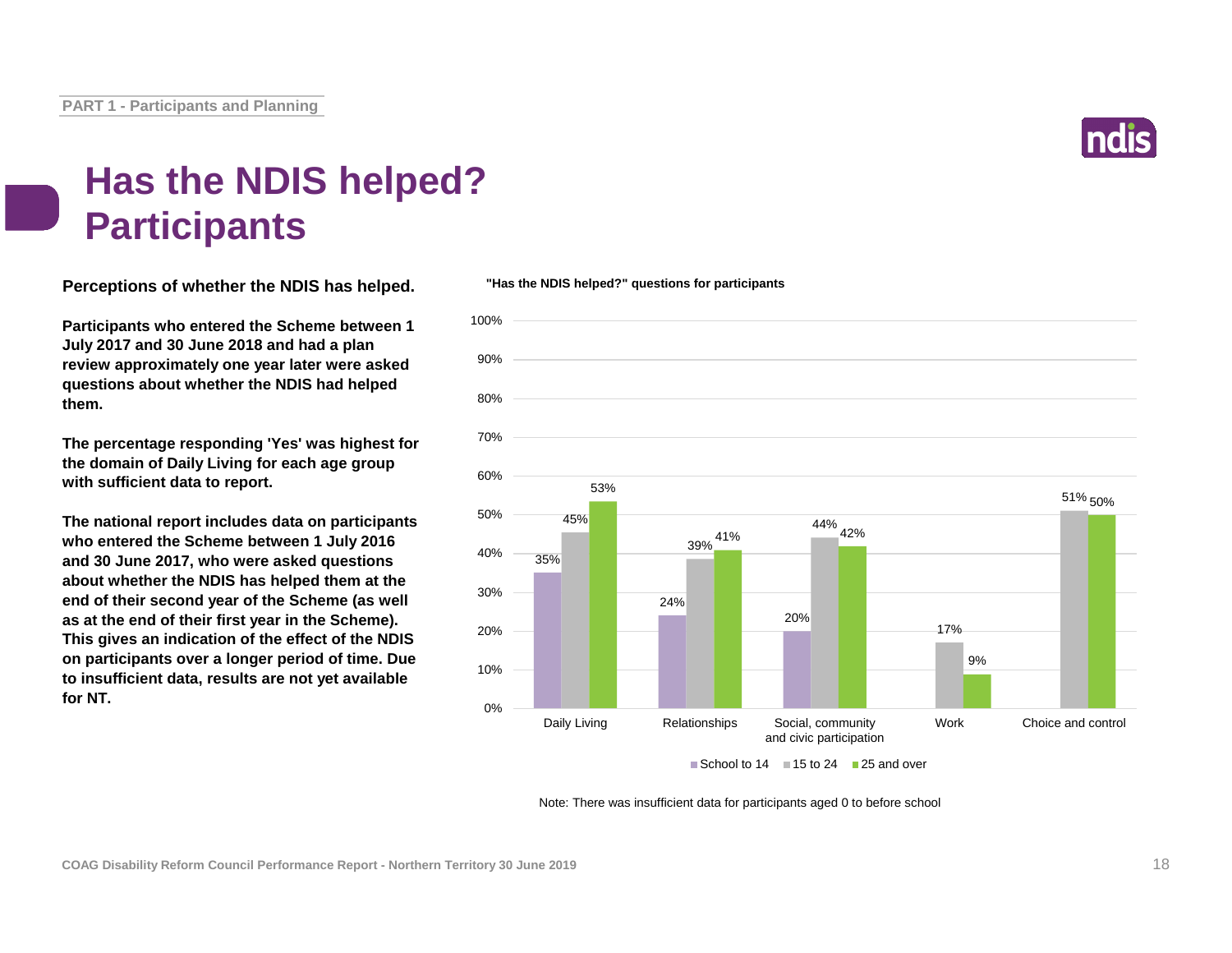# Has the NDIS helped? Participants

**Perceptions of whether the NDIS has helped.**

**Participants who entered the Scheme between 1 July 2017 and 30 June 2018 and had a plan review approximately one year later were asked questions about whether the NDIS had helped them.**

**The percentage responding 'Yes' was highest for the domain of Daily Living for each age group with sufficient data to report.**

**The national report includes data on participants who entered the Scheme between 1 July 2016 and 30 June 2017, who were asked questions about whether the NDIS has helped them at the end of their second year of the Scheme (as well as at the end of their first year in the Scheme). This gives an indication of the effect of the NDIS on participants over a longer period of time. Due to insufficient data, results are not yet available for NT.**

**"Has the NDIS helped?" questions for participants**

| | School to 14 | 15 to 24 | 25 and over |
|---|---|---|---|
| Daily Living | 35% | 45% | 53% |
| Relationships | 24% | 39% | 41% |
| Social, community and civic participation | 20% | 44% | 42% |
| Work | | 17% | 9% |
| Choice and control | | 51% | 50% |

Note: There was insufficient data for participants aged 0 to before school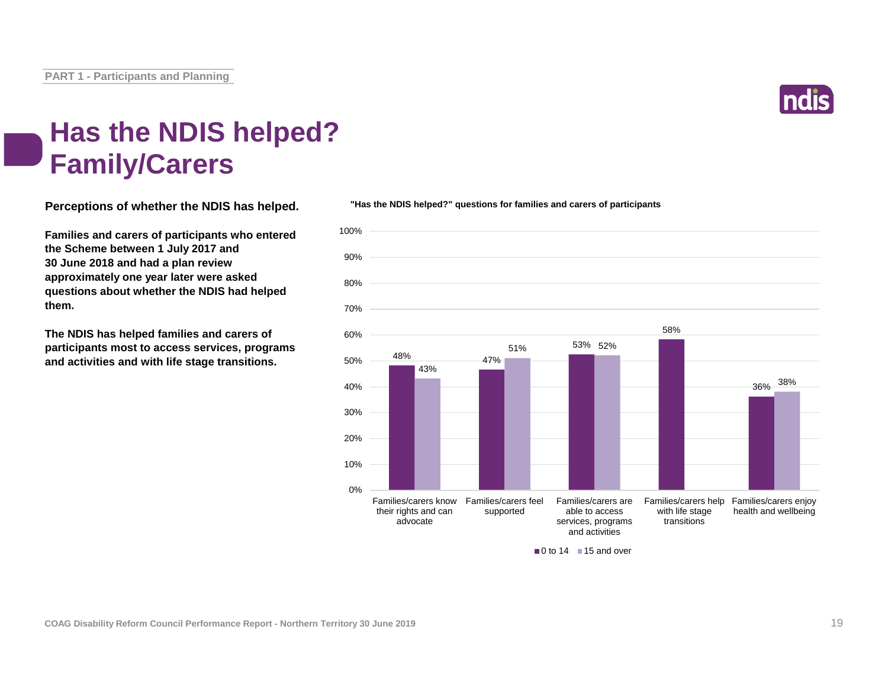# Has the NDIS helped? Family/Carers

**Perceptions of whether the NDIS has helped.**

**Families and carers of participants who entered the Scheme between 1 July 2017 and 30 June 2018 and had a plan review approximately one year later were asked questions about whether the NDIS had helped them.**

**The NDIS has helped families and carers of participants most to access services, programs and activities and with life stage transitions.**

**"Has the NDIS helped?" questions for families and carers of participants**

| | 0 to 14 | 15 and over |
|---|---|---|
| Families/carers know their rights and can advocate | 48% | 43% |
| Families/carers feel supported | 47% | 51% |
| Families/carers are able to access services, programs and activities | 53% | 52% |
| Families/carers help with life stage transitions | 58% | |
| Families/carers enjoy health and wellbeing | 36% | 38% |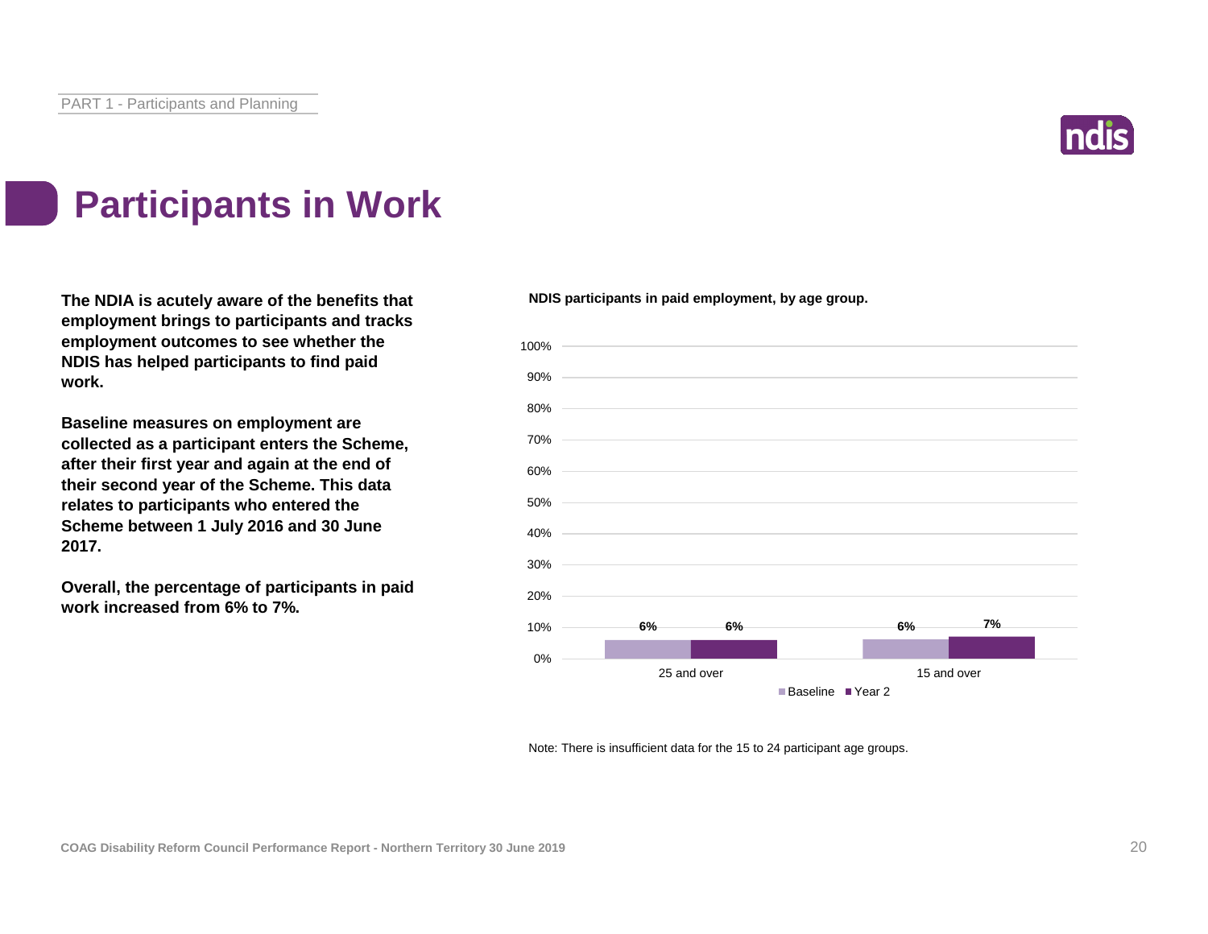# Participants in Work

**The NDIA is acutely aware of the benefits that employment brings to participants and tracks employment outcomes to see whether the NDIS has helped participants to find paid work.**

**Baseline measures on employment are collected as a participant enters the Scheme, after their first year and again at the end of their second year of the Scheme. This data relates to participants who entered the Scheme between 1 July 2016 and 30 June 2017.**

**Overall, the percentage of participants in paid work increased from 6% to 7%.**

**NDIS participants in paid employment, by age group.**

| Age group | Baseline | Year 2 |
|---|---|---|
| 25 and over | 6% | 6% |
| 15 and over | 6% | 7% |

Note: There is insufficient data for the 15 to 24 participant age groups.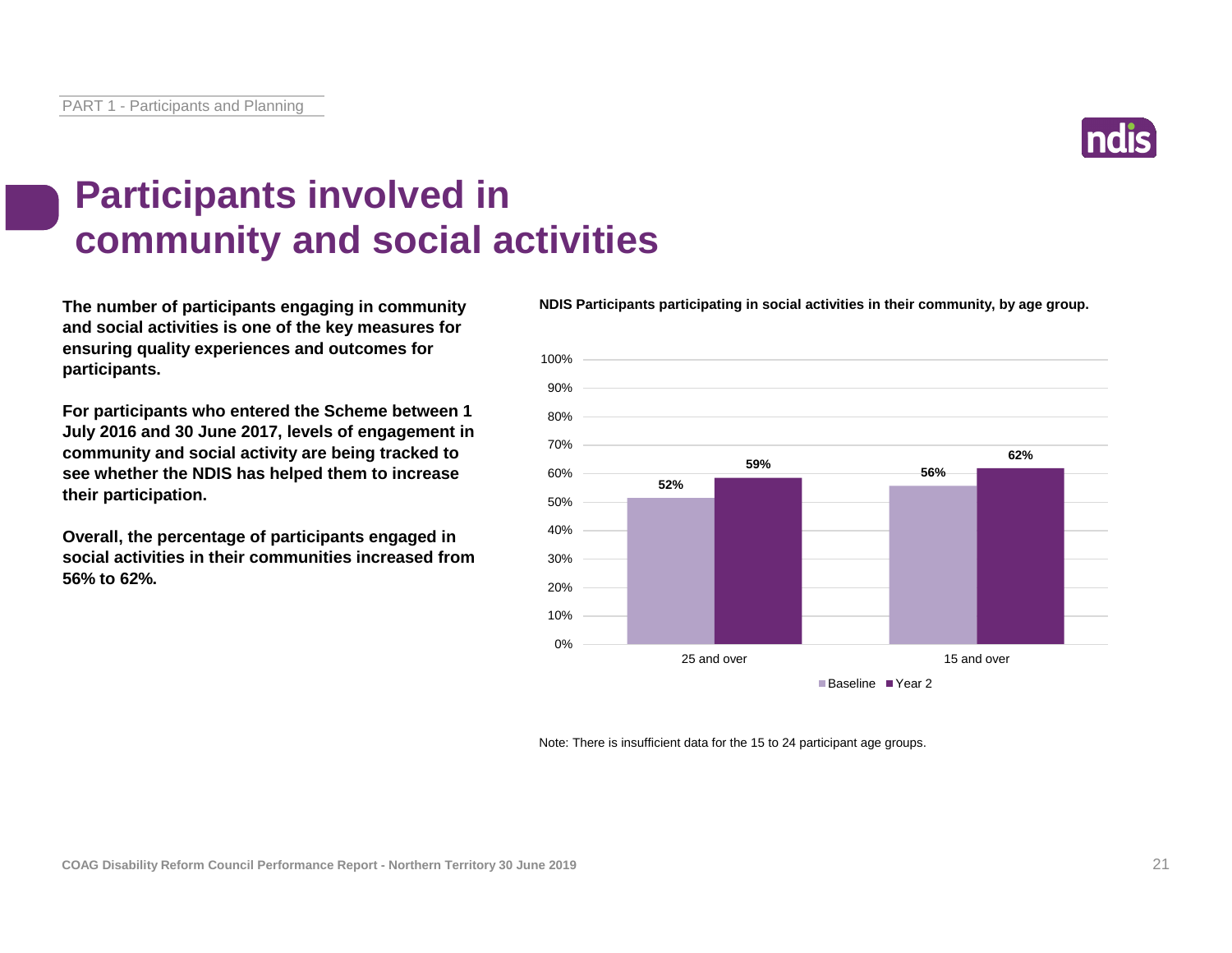# Participants involved in community and social activities

**The number of participants engaging in community and social activities is one of the key measures for ensuring quality experiences and outcomes for participants.**

**For participants who entered the Scheme between 1 July 2016 and 30 June 2017, levels of engagement in community and social activity are being tracked to see whether the NDIS has helped them to increase their participation.**

**Overall, the percentage of participants engaged in social activities in their communities increased from 56% to 62%.**

**NDIS Participants participating in social activities in their community, by age group.**

| Age group | Baseline | Year 2 |
|---|---|---|
| 25 and over | 52% | 59% |
| 15 and over | 56% | 62% |

Note: There is insufficient data for the 15 to 24 participant age groups.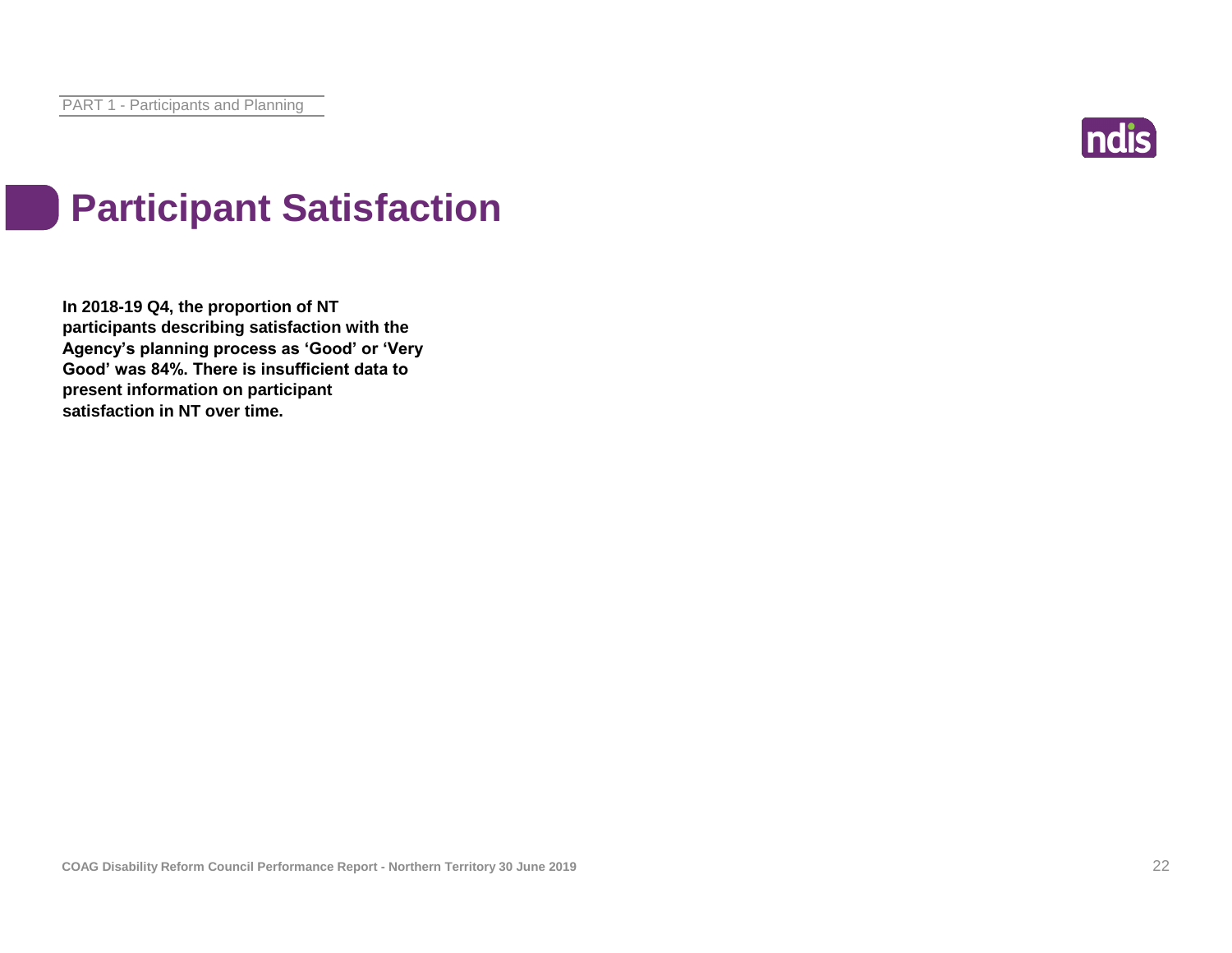# Participant Satisfaction

**In 2018-19 Q4, the proportion of NT participants describing satisfaction with the Agency's planning process as 'Good' or 'Very Good' was 84%. There is insufficient data to present information on participant satisfaction in NT over time.**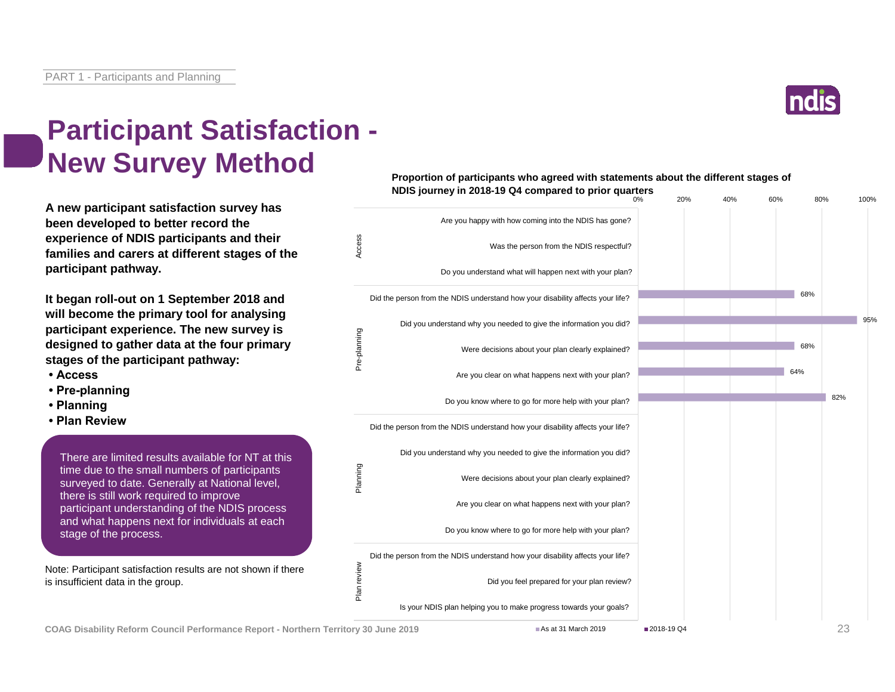# Participant Satisfaction - New Survey Method

**A new participant satisfaction survey has been developed to better record the experience of NDIS participants and their families and carers at different stages of the participant pathway.**

**It began roll-out on 1 September 2018 and will become the primary tool for analysing participant experience. The new survey is designed to gather data at the four primary stages of the participant pathway:**

- **Access**
- **Pre-planning**
- **Planning**
- **Plan Review**

There are limited results available for NT at this time due to the small numbers of participants surveyed to date. Generally at National level, there is still work required to improve participant understanding of the NDIS process and what happens next for individuals at each stage of the process.

Note: Participant satisfaction results are not shown if there is insufficient data in the group.

**Proportion of participants who agreed with statements about the different stages of NDIS journey in 2018-19 Q4 compared to prior quarters**

| Stage | Statement | As at 31 March 2019 | 2018-19 Q4 |
|---|---|---|---|
| Access | Are you happy with how coming into the NDIS has gone? | | |
| | Was the person from the NDIS respectful? | | |
| | Do you understand what will happen next with your plan? | | |
| Pre-planning | Did the person from the NDIS understand how your disability affects your life? | | 68% |
| | Did you understand why you needed to give the information you did? | | 95% |
| | Were decisions about your plan clearly explained? | | 68% |
| | Are you clear on what happens next with your plan? | | 64% |
| | Do you know where to go for more help with your plan? | | 82% |
| Planning | Did the person from the NDIS understand how your disability affects your life? | | |
| | Did you understand why you needed to give the information you did? | | |
| | Were decisions about your plan clearly explained? | | |
| | Are you clear on what happens next with your plan? | | |
| | Do you know where to go for more help with your plan? | | |
| Plan review | Did the person from the NDIS understand how your disability affects your life? | | |
| | Did you feel prepared for your plan review? | | |
| | Is your NDIS plan helping you to make progress towards your goals? | | |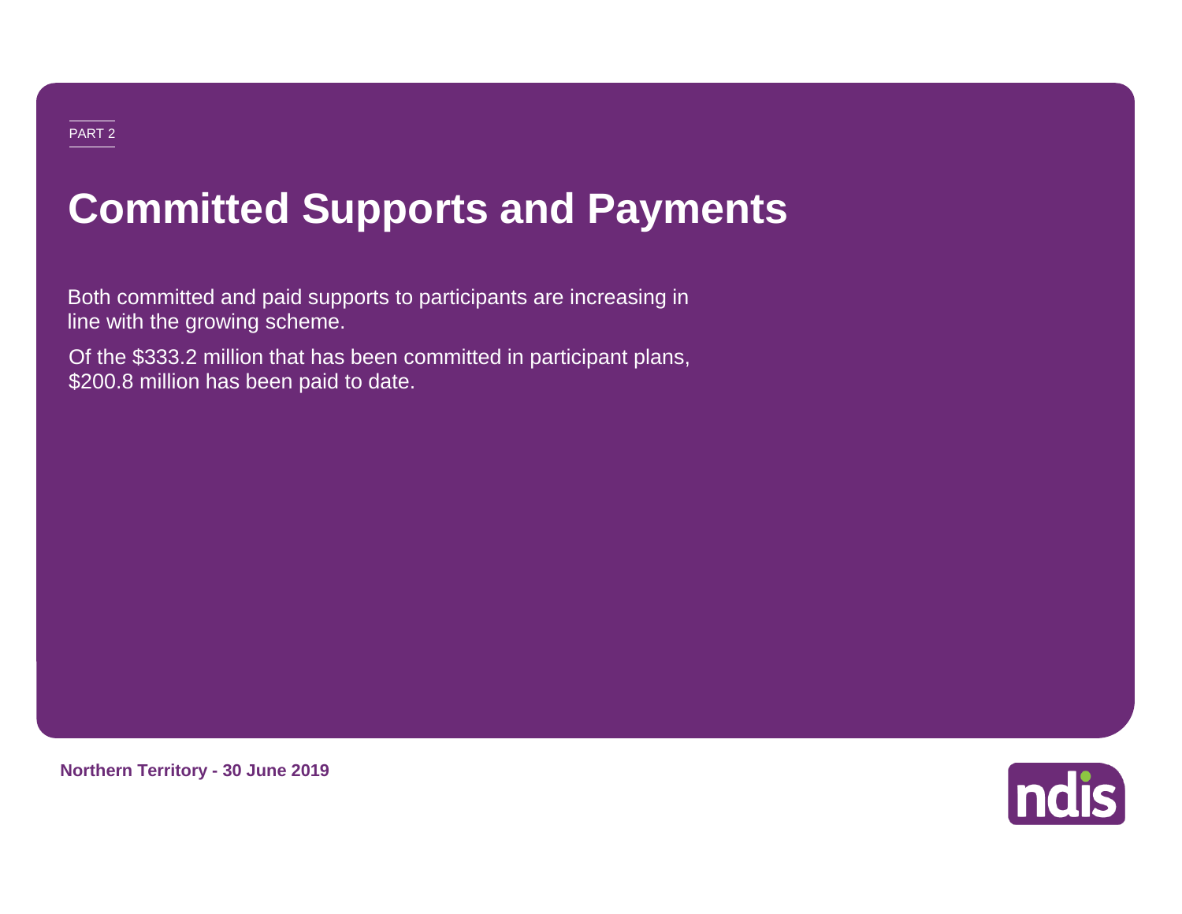PART 2

# Committed Supports and Payments

Both committed and paid supports to participants are increasing in line with the growing scheme.

Of the $333.2 million that has been committed in participant plans, $200.8 million has been paid to date.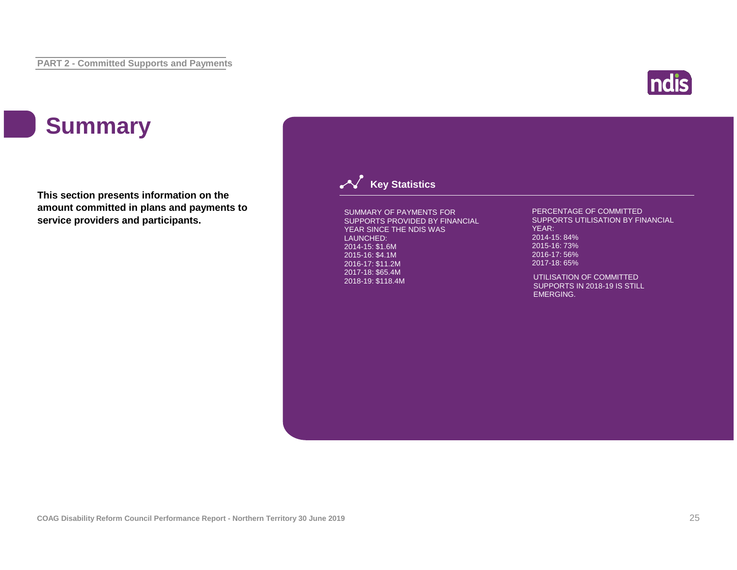# Summary

**This section presents information on the amount committed in plans and payments to service providers and participants.**

## Key Statistics

SUMMARY OF PAYMENTS FOR SUPPORTS PROVIDED BY FINANCIAL YEAR SINCE THE NDIS WAS LAUNCHED:
2014-15: $1.6M
2015-16: $4.1M
2016-17: $11.2M
2017-18: $65.4M
2018-19: $118.4M

PERCENTAGE OF COMMITTED SUPPORTS UTILISATION BY FINANCIAL YEAR:
2014-15: 84%
2015-16: 73%
2016-17: 56%
2017-18: 65%

UTILISATION OF COMMITTED SUPPORTS IN 2018-19 IS STILL EMERGING.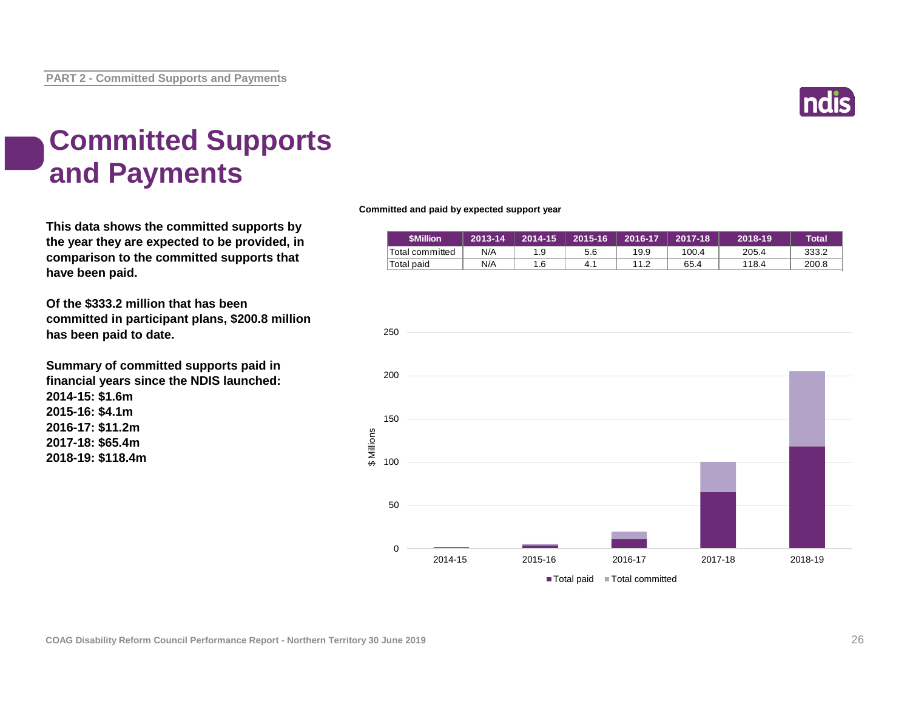# Committed Supports and Payments

**This data shows the committed supports by the year they are expected to be provided, in comparison to the committed supports that have been paid.**

**Of the $333.2 million that has been committed in participant plans, $200.8 million has been paid to date.**

**Summary of committed supports paid in financial years since the NDIS launched:**
**2014-15: $1.6m**
**2015-16: $4.1m**
**2016-17: $11.2m**
**2017-18: $65.4m**
**2018-19: $118.4m**

**Committed and paid by expected support year**

| $Million | 2013-14 | 2014-15 | 2015-16 | 2016-17 | 2017-18 | 2018-19 | Total |
|---|---|---|---|---|---|---|---|
| Total committed | N/A | 1.9 | 5.6 | 19.9 | 100.4 | 205.4 | 333.2 |
| Total paid | N/A | 1.6 | 4.1 | 11.2 | 65.4 | 118.4 | 200.8 |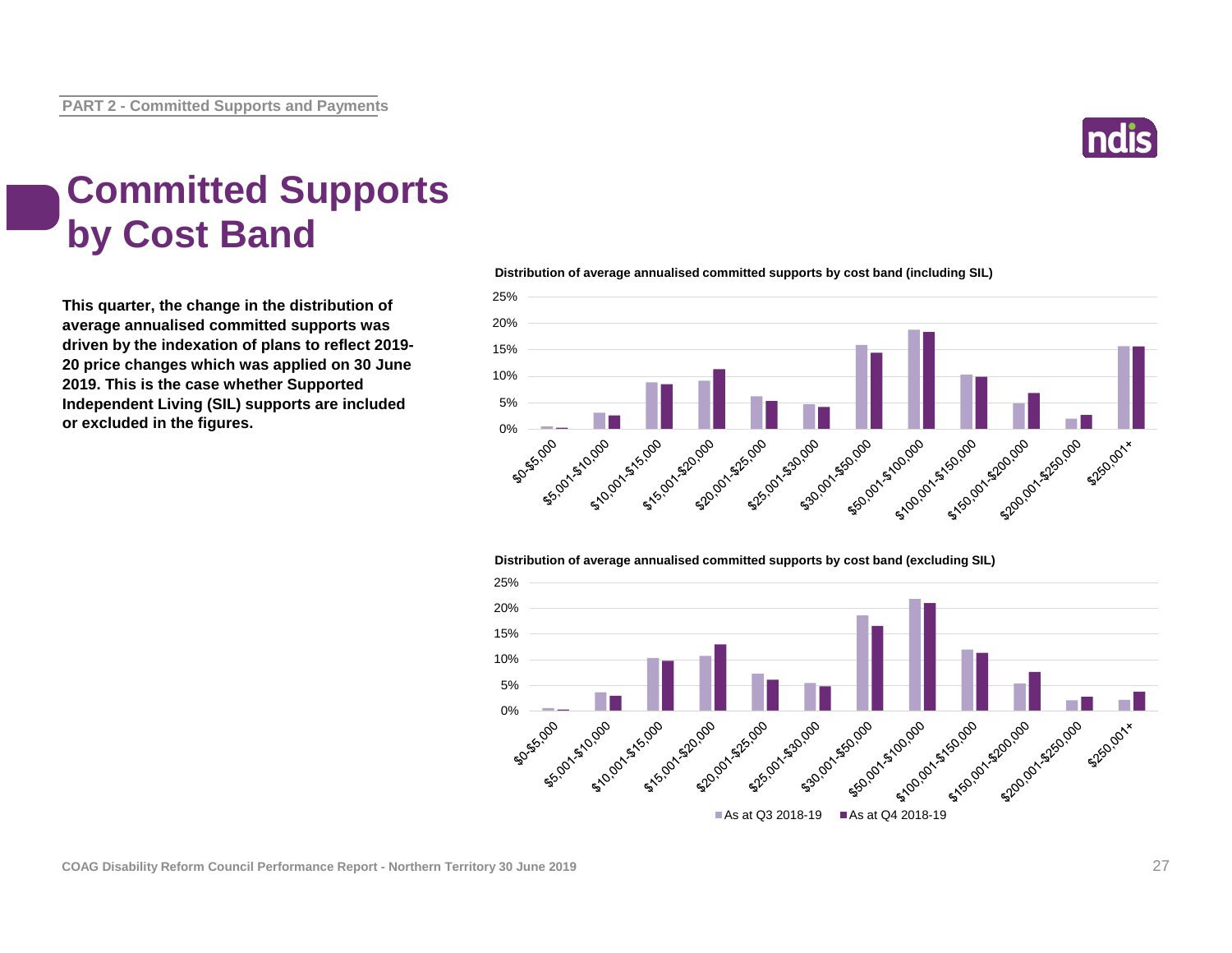# Committed Supports by Cost Band

**This quarter, the change in the distribution of average annualised committed supports was driven by the indexation of plans to reflect 2019-20 price changes which was applied on 30 June 2019. This is the case whether Supported Independent Living (SIL) supports are included or excluded in the figures.**

**Distribution of average annualised committed supports by cost band (including SIL)**

**Distribution of average annualised committed supports by cost band (excluding SIL)**

As at Q3 2018-19 | As at Q4 2018-19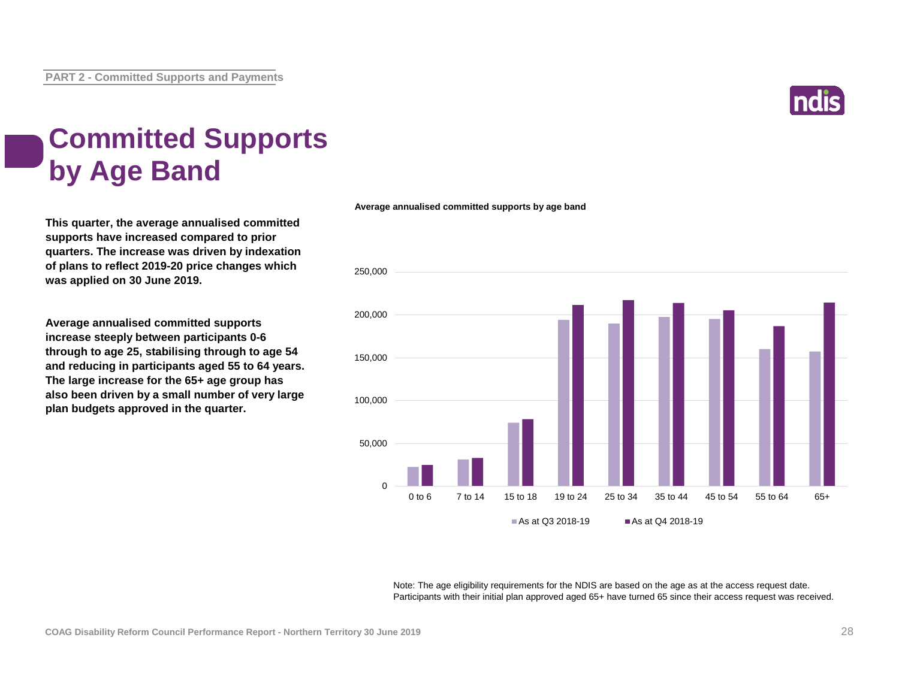# Committed Supports by Age Band

**This quarter, the average annualised committed supports have increased compared to prior quarters. The increase was driven by indexation of plans to reflect 2019-20 price changes which was applied on 30 June 2019.**

**Average annualised committed supports increase steeply between participants 0-6 through to age 25, stabilising through to age 54 and reducing in participants aged 55 to 64 years. The large increase for the 65+ age group has also been driven by a small number of very large plan budgets approved in the quarter.**

**Average annualised committed supports by age band**

Note: The age eligibility requirements for the NDIS are based on the age as at the access request date. Participants with their initial plan approved aged 65+ have turned 65 since their access request was received.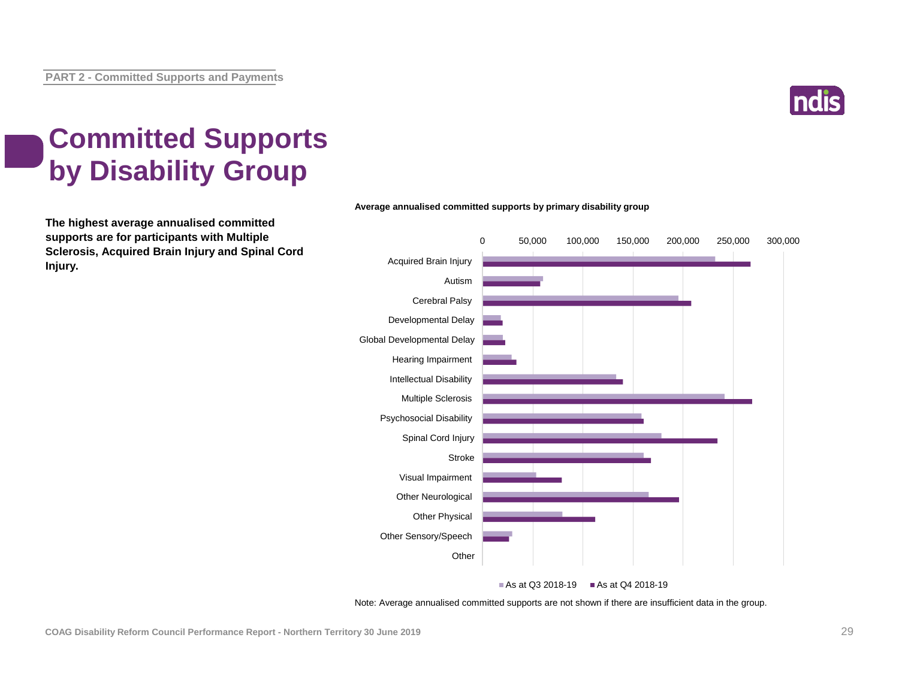PART 2 - Committed Supports and Payments

# Committed Supports by Disability Group

**The highest average annualised committed supports are for participants with Multiple Sclerosis, Acquired Brain Injury and Spinal Cord Injury.**

**Average annualised committed supports by primary disability group**

Note: Average annualised committed supports are not shown if there are insufficient data in the group.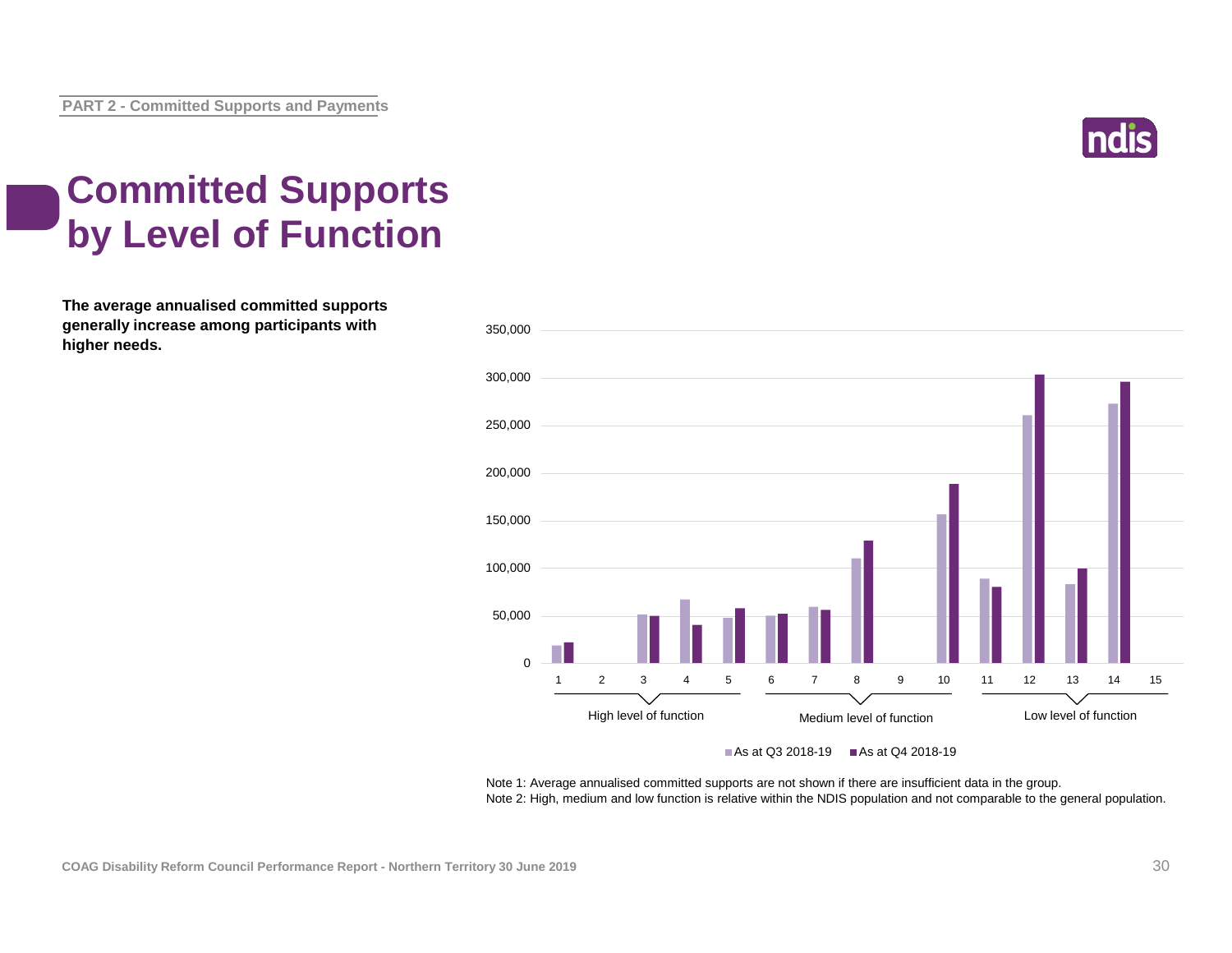# Committed Supports by Level of Function

**The average annualised committed supports generally increase among participants with higher needs.**

Note 1: Average annualised committed supports are not shown if there are insufficient data in the group.
Note 2: High, medium and low function is relative within the NDIS population and not comparable to the general population.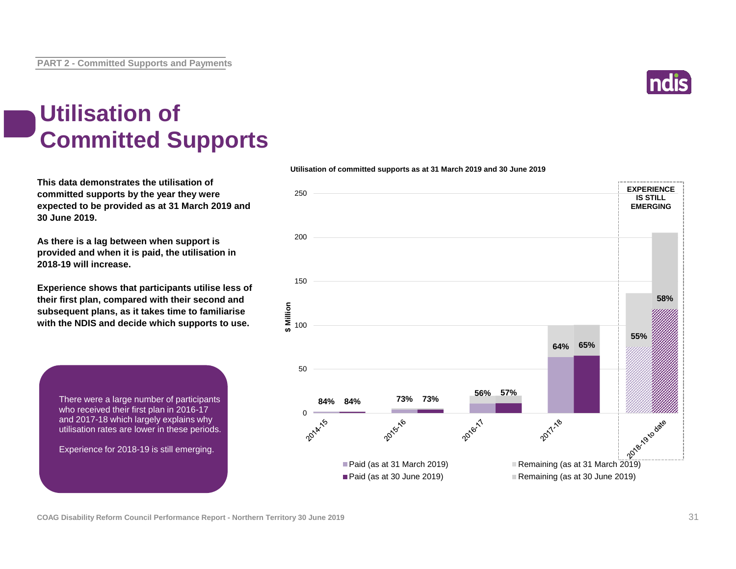# Utilisation of Committed Supports

**This data demonstrates the utilisation of committed supports by the year they were expected to be provided as at 31 March 2019 and 30 June 2019.**

**As there is a lag between when support is provided and when it is paid, the utilisation in 2018-19 will increase.**

**Experience shows that participants utilise less of their first plan, compared with their second and subsequent plans, as it takes time to familiarise with the NDIS and decide which supports to use.**

There were a large number of participants who received their first plan in 2016-17 and 2017-18 which largely explains why utilisation rates are lower in these periods.

Experience for 2018-19 is still emerging.

**Utilisation of committed supports as at 31 March 2019 and 30 June 2019**

| Year | Utilisation (as at 31 March 2019) | Utilisation (as at 30 June 2019) |
|---|---|---|
| 2014-15 | 84% | 84% |
| 2015-16 | 73% | 73% |
| 2016-17 | 56% | 57% |
| 2017-18 | 64% | 65% |
| 2018-19 to date | 55% | 58% |

EXPERIENCE IS STILL EMERGING (2018-19 to date)

Legend: Paid (as at 31 March 2019); Remaining (as at 31 March 2019); Paid (as at 30 June 2019); Remaining (as at 30 June 2019). Y-axis: $ Million.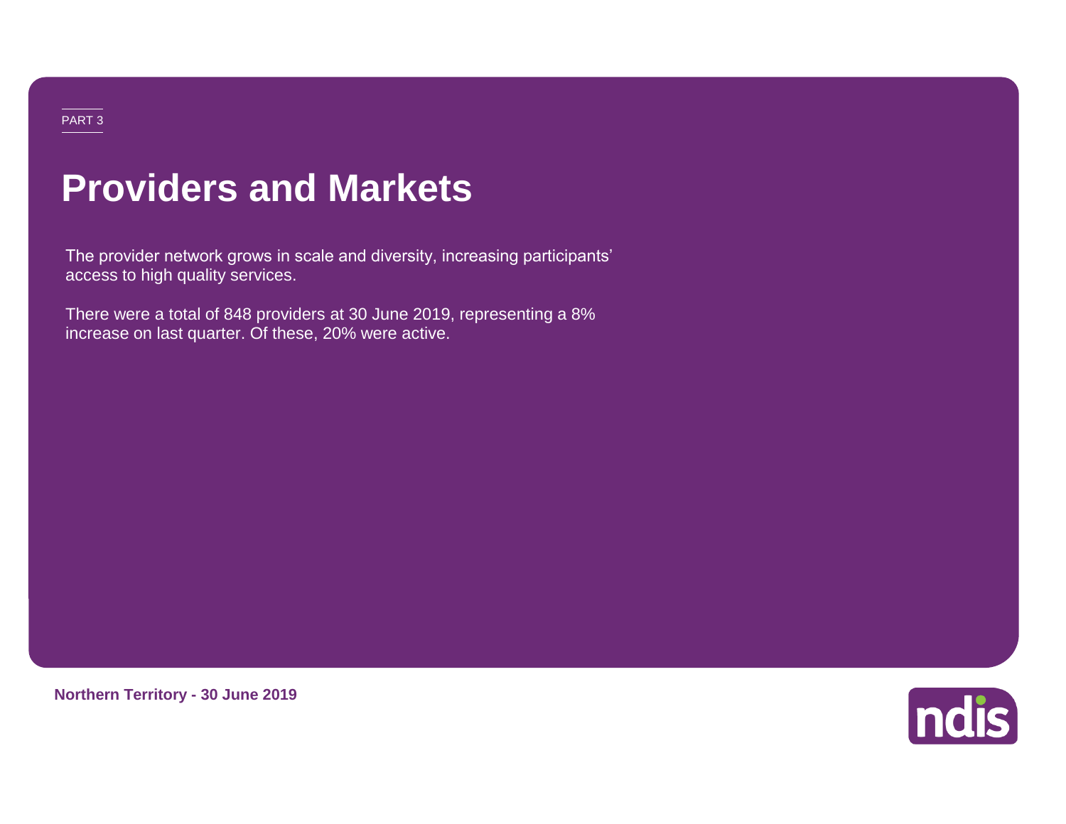PART 3

# Providers and Markets

The provider network grows in scale and diversity, increasing participants' access to high quality services.

There were a total of 848 providers at 30 June 2019, representing a 8% increase on last quarter. Of these, 20% were active.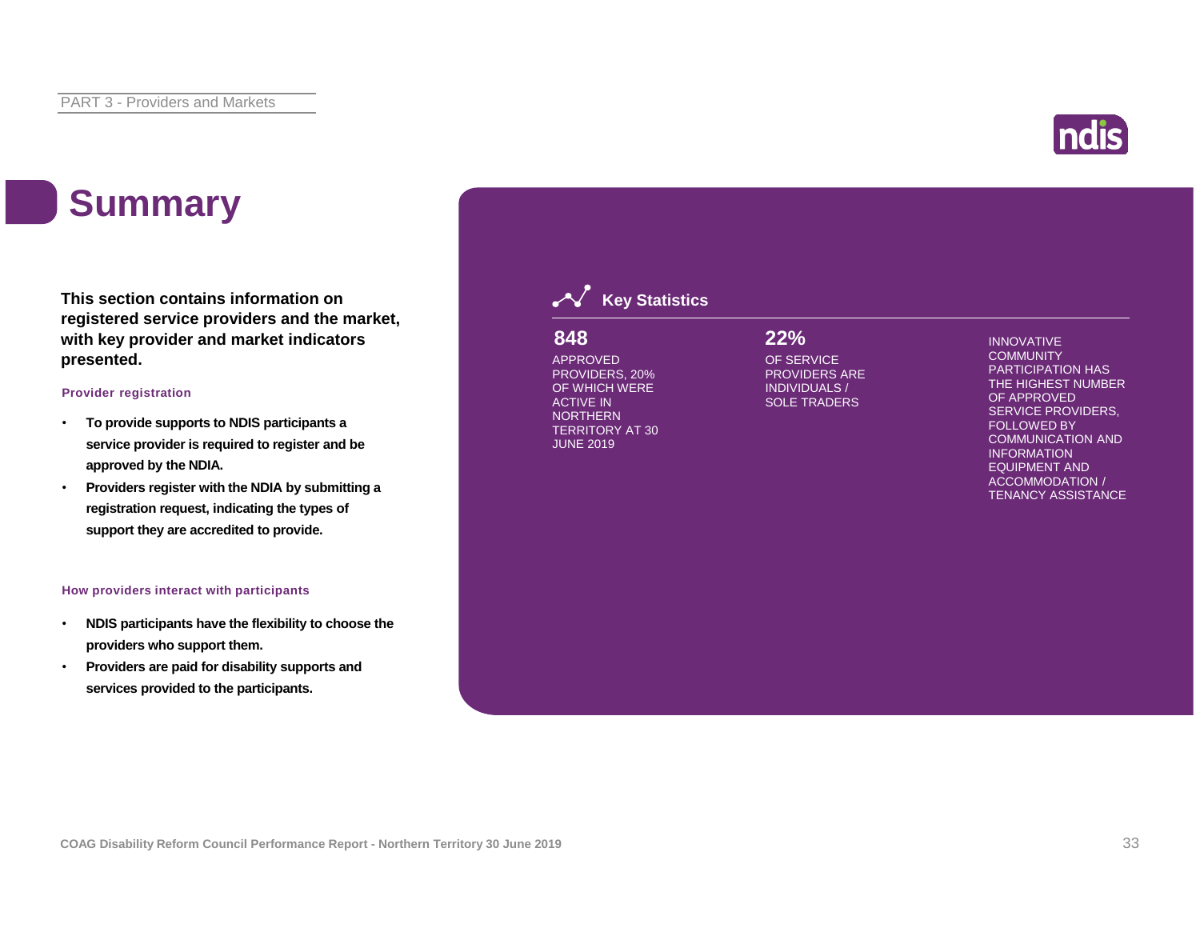# Summary

**This section contains information on registered service providers and the market, with key provider and market indicators presented.**

### Provider registration

- **To provide supports to NDIS participants a service provider is required to register and be approved by the NDIA.**
- **Providers register with the NDIA by submitting a registration request, indicating the types of support they are accredited to provide.**

### How providers interact with participants

- **NDIS participants have the flexibility to choose the providers who support them.**
- **Providers are paid for disability supports and services provided to the participants.**

## Key Statistics

**848**

APPROVED PROVIDERS, 20% OF WHICH WERE ACTIVE IN NORTHERN TERRITORY AT 30 JUNE 2019

**22%**

OF SERVICE PROVIDERS ARE INDIVIDUALS / SOLE TRADERS

INNOVATIVE COMMUNITY PARTICIPATION HAS THE HIGHEST NUMBER OF APPROVED SERVICE PROVIDERS, FOLLOWED BY COMMUNICATION AND INFORMATION EQUIPMENT AND ACCOMMODATION / TENANCY ASSISTANCE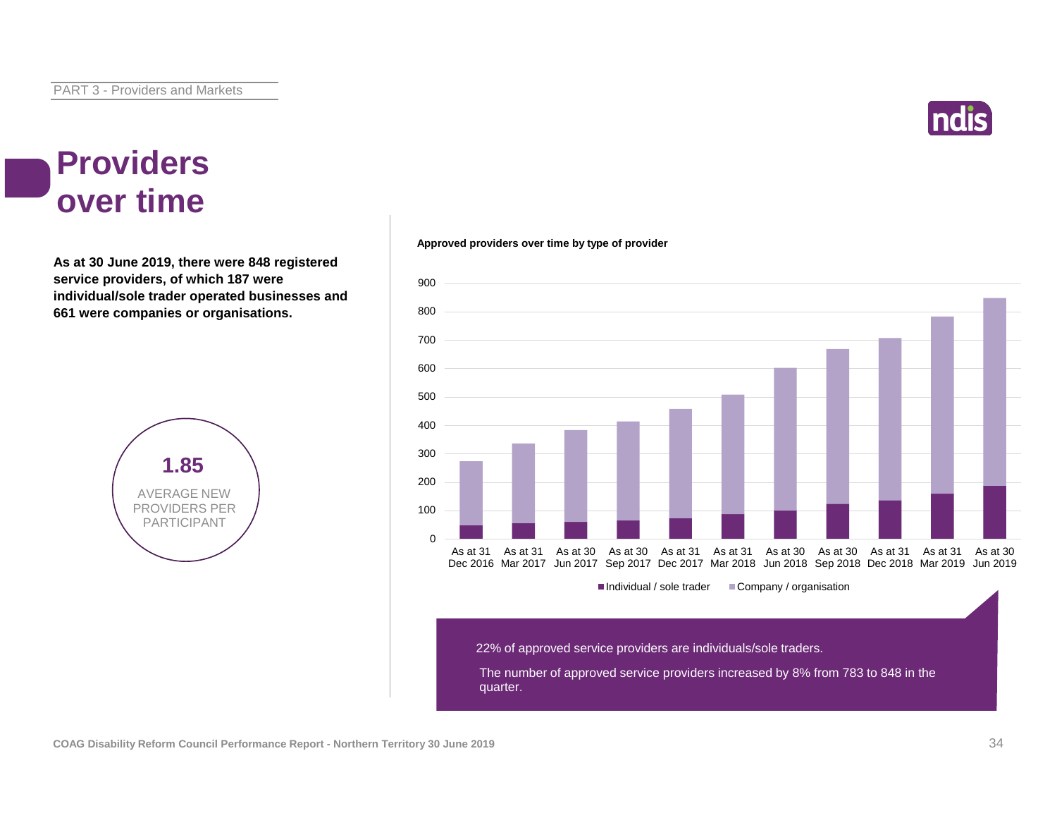# Providers over time

**As at 30 June 2019, there were 848 registered service providers, of which 187 were individual/sole trader operated businesses and 661 were companies or organisations.**

**1.85**

AVERAGE NEW PROVIDERS PER PARTICIPANT

**Approved providers over time by type of provider**

Individual / sole trader | Company / organisation

As at 31 Dec 2016, As at 31 Mar 2017, As at 30 Jun 2017, As at 30 Sep 2017, As at 31 Dec 2017, As at 31 Mar 2018, As at 30 Jun 2018, As at 30 Sep 2018, As at 31 Dec 2018, As at 31 Mar 2019, As at 30 Jun 2019

22% of approved service providers are individuals/sole traders.

The number of approved service providers increased by 8% from 783 to 848 in the quarter.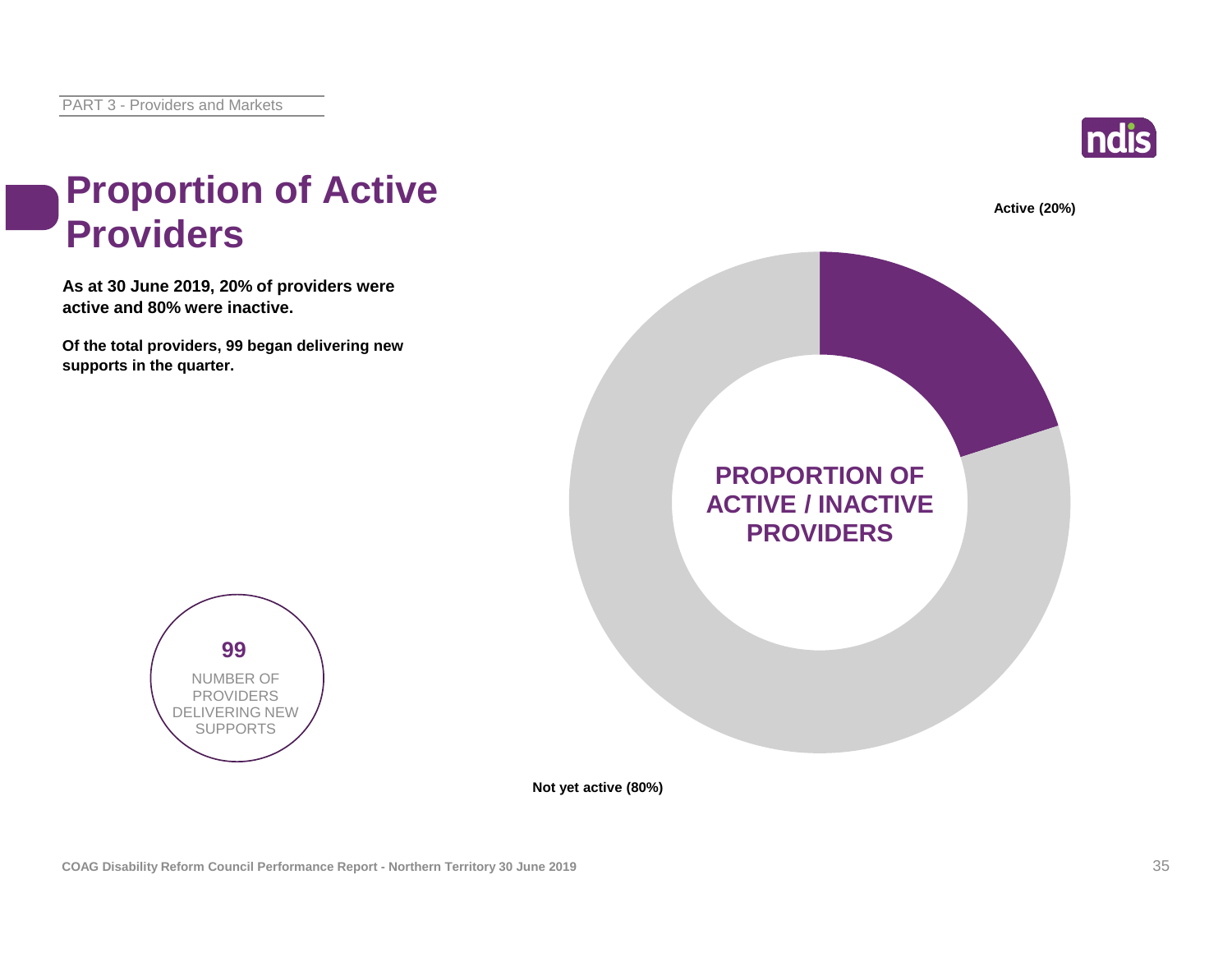# Proportion of Active Providers

**As at 30 June 2019, 20% of providers were active and 80% were inactive.**

**Of the total providers, 99 began delivering new supports in the quarter.**

**99**

NUMBER OF PROVIDERS DELIVERING NEW SUPPORTS

**PROPORTION OF ACTIVE / INACTIVE PROVIDERS**

**Active (20%)**

**Not yet active (80%)**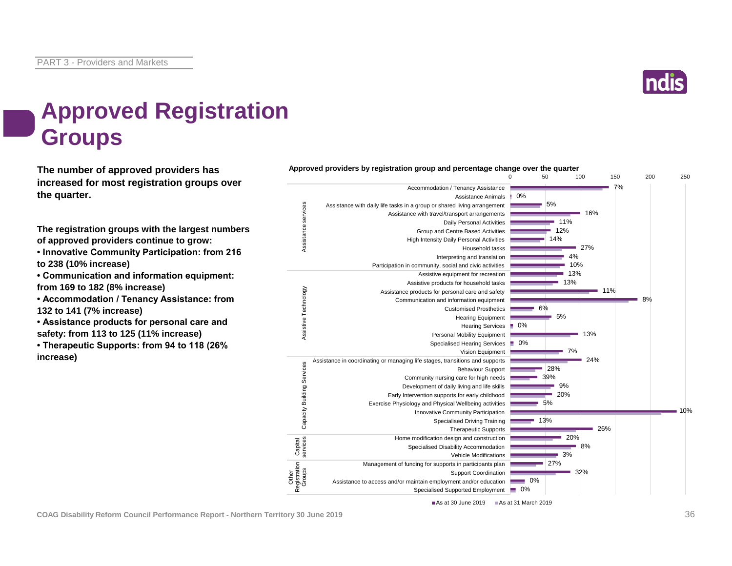# Approved Registration Groups

**The number of approved providers has increased for most registration groups over the quarter.**

**The registration groups with the largest numbers of approved providers continue to grow:**

- **Innovative Community Participation: from 216 to 238 (10% increase)**
- **Communication and information equipment: from 169 to 182 (8% increase)**
- **Accommodation / Tenancy Assistance: from 132 to 141 (7% increase)**
- **Assistance products for personal care and safety: from 113 to 125 (11% increase)**
- **Therapeutic Supports: from 94 to 118 (26% increase)**

**Approved providers by registration group and percentage change over the quarter**

| Category | Registration group | % change |
|---|---|---|
| Assistance services | Accommodation / Tenancy Assistance | 7% |
| | Assistance Animals | 0% |
| | Assistance with daily life tasks in a group or shared living arrangement | 5% |
| | Assistance with travel/transport arrangements | 16% |
| | Daily Personal Activities | 11% |
| | Group and Centre Based Activities | 12% |
| | High Intensity Daily Personal Activities | 14% |
| | Household tasks | 27% |
| | Interpreting and translation | 4% |
| | Participation in community, social and civic activities | 10% |
| Assistive Technology | Assistive equipment for recreation | 13% |
| | Assistive products for household tasks | 13% |
| | Assistance products for personal care and safety | 11% |
| | Communication and information equipment | 8% |
| | Customised Prosthetics | 6% |
| | Hearing Equipment | 5% |
| | Hearing Services | 0% |
| | Personal Mobility Equipment | 13% |
| | Specialised Hearing Services | 0% |
| | Vision Equipment | 7% |
| Capacity Building Services | Assistance in coordinating or managing life stages, transitions and supports | 24% |
| | Behaviour Support | 28% |
| | Community nursing care for high needs | 39% |
| | Development of daily living and life skills | 9% |
| | Early Intervention supports for early childhood | 20% |
| | Exercise Physiology and Physical Wellbeing activities | 5% |
| | Innovative Community Participation | 10% |
| | Specialised Driving Training | 13% |
| | Therapeutic Supports | 26% |
| Capital services | Home modification design and construction | 20% |
| | Specialised Disability Accommodation | 8% |
| | Vehicle Modifications | 3% |
| Other Registration Groups | Management of funding for supports in participants plan | 27% |
| | Support Coordination | 32% |
| | Assistance to access and/or maintain employment and/or education | 0% |
| | Specialised Supported Employment | 0% |

■ As at 30 June 2019 ■ As at 31 March 2019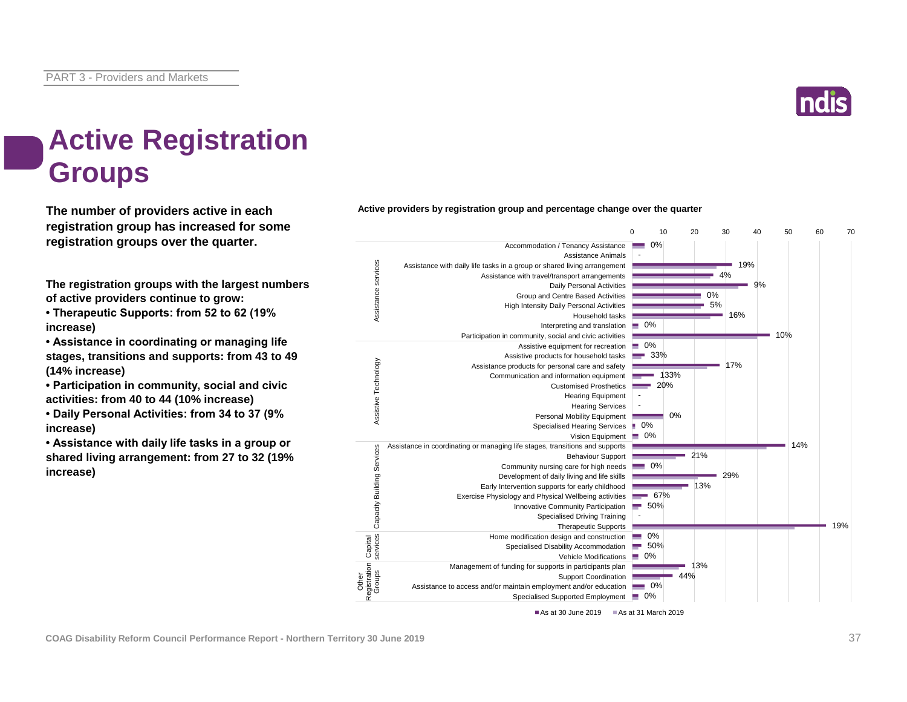# Active Registration Groups

**The number of providers active in each registration group has increased for some registration groups over the quarter.**

**The registration groups with the largest numbers of active providers continue to grow:**

- **Therapeutic Supports: from 52 to 62 (19% increase)**
- **Assistance in coordinating or managing life stages, transitions and supports: from 43 to 49 (14% increase)**
- **Participation in community, social and civic activities: from 40 to 44 (10% increase)**
- **Daily Personal Activities: from 34 to 37 (9% increase)**
- **Assistance with daily life tasks in a group or shared living arrangement: from 27 to 32 (19% increase)**

**Active providers by registration group and percentage change over the quarter**

| Category | Registration group | % change over the quarter |
|---|---|---|
| Assistance services | Accommodation / Tenancy Assistance | 0% |
| | Assistance Animals | - |
| | Assistance with daily life tasks in a group or shared living arrangement | 19% |
| | Assistance with travel/transport arrangements | 4% |
| | Daily Personal Activities | 9% |
| | Group and Centre Based Activities | 0% |
| | High Intensity Daily Personal Activities | 5% |
| | Household tasks | 16% |
| | Interpreting and translation | 0% |
| | Participation in community, social and civic activities | 10% |
| Assistive Technology | Assistive equipment for recreation | 0% |
| | Assistive products for household tasks | 33% |
| | Assistance products for personal care and safety | 17% |
| | Communication and information equipment | 133% |
| | Customised Prosthetics | 20% |
| | Hearing Equipment | - |
| | Hearing Services | - |
| | Personal Mobility Equipment | 0% |
| | Specialised Hearing Services | 0% |
| | Vision Equipment | 0% |
| Capacity Building Services | Assistance in coordinating or managing life stages, transitions and supports | 14% |
| | Behaviour Support | 21% |
| | Community nursing care for high needs | 0% |
| | Development of daily living and life skills | 29% |
| | Early Intervention supports for early childhood | 13% |
| | Exercise Physiology and Physical Wellbeing activities | 67% |
| | Innovative Community Participation | 50% |
| | Specialised Driving Training | - |
| | Therapeutic Supports | 19% |
| Capital services | Home modification design and construction | 0% |
| | Specialised Disability Accommodation | 50% |
| | Vehicle Modifications | 0% |
| Other Registration Groups | Management of funding for supports in participants plan | 13% |
| | Support Coordination | 44% |
| | Assistance to access and/or maintain employment and/or education | 0% |
| | Specialised Supported Employment | 0% |

Legend: As at 30 June 2019; As at 31 March 2019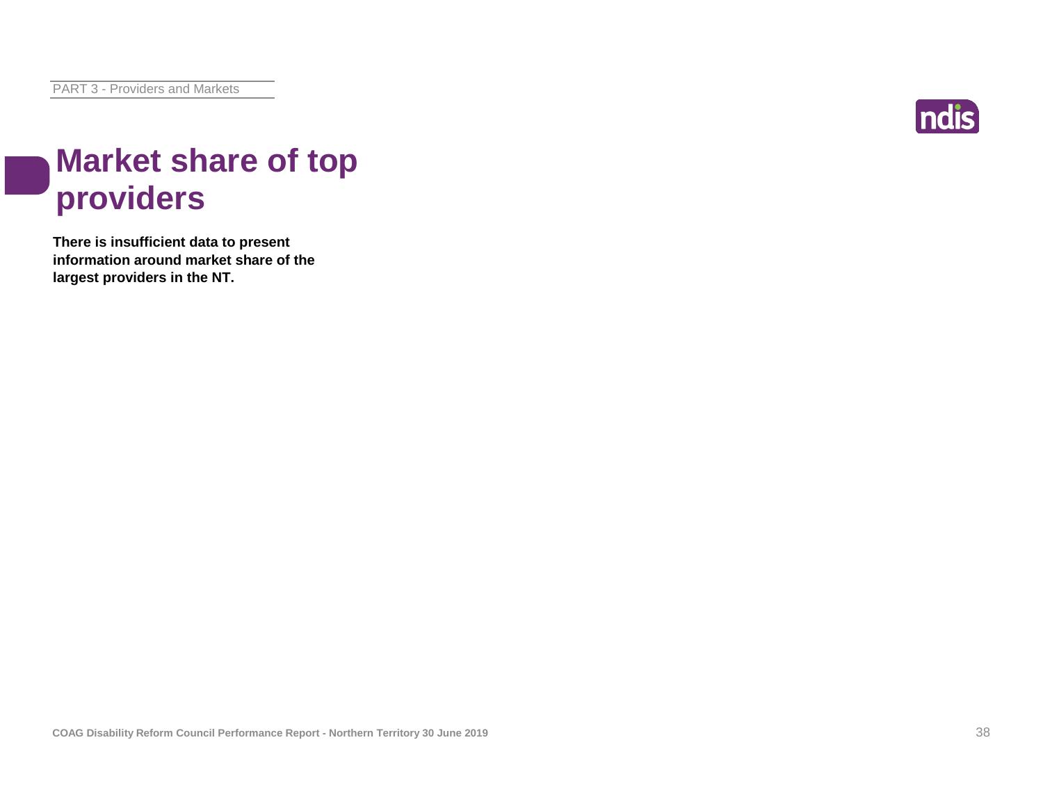# Market share of top providers

**There is insufficient data to present information around market share of the largest providers in the NT.**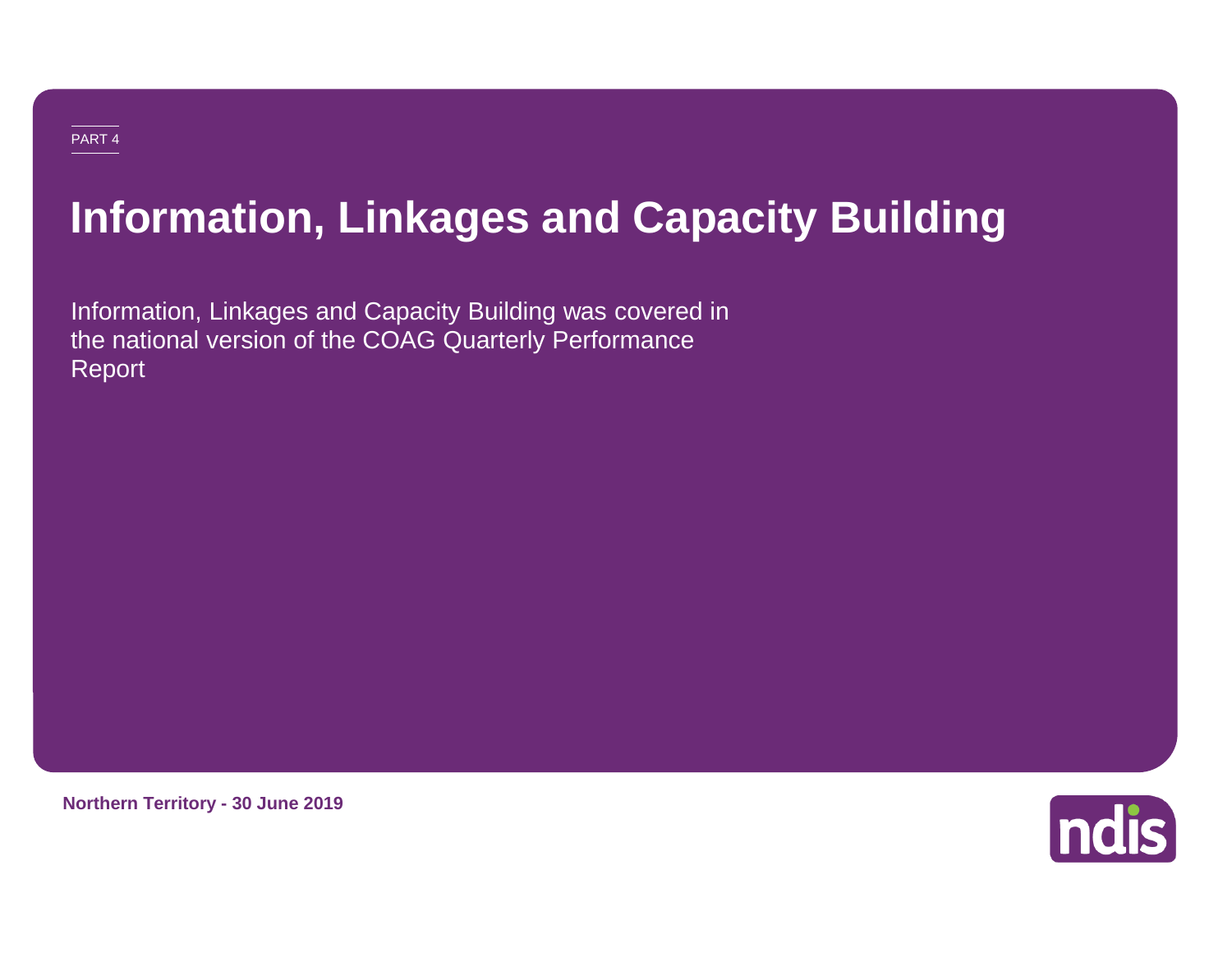PART 4

# Information, Linkages and Capacity Building

Information, Linkages and Capacity Building was covered in the national version of the COAG Quarterly Performance Report

**Northern Territory - 30 June 2019**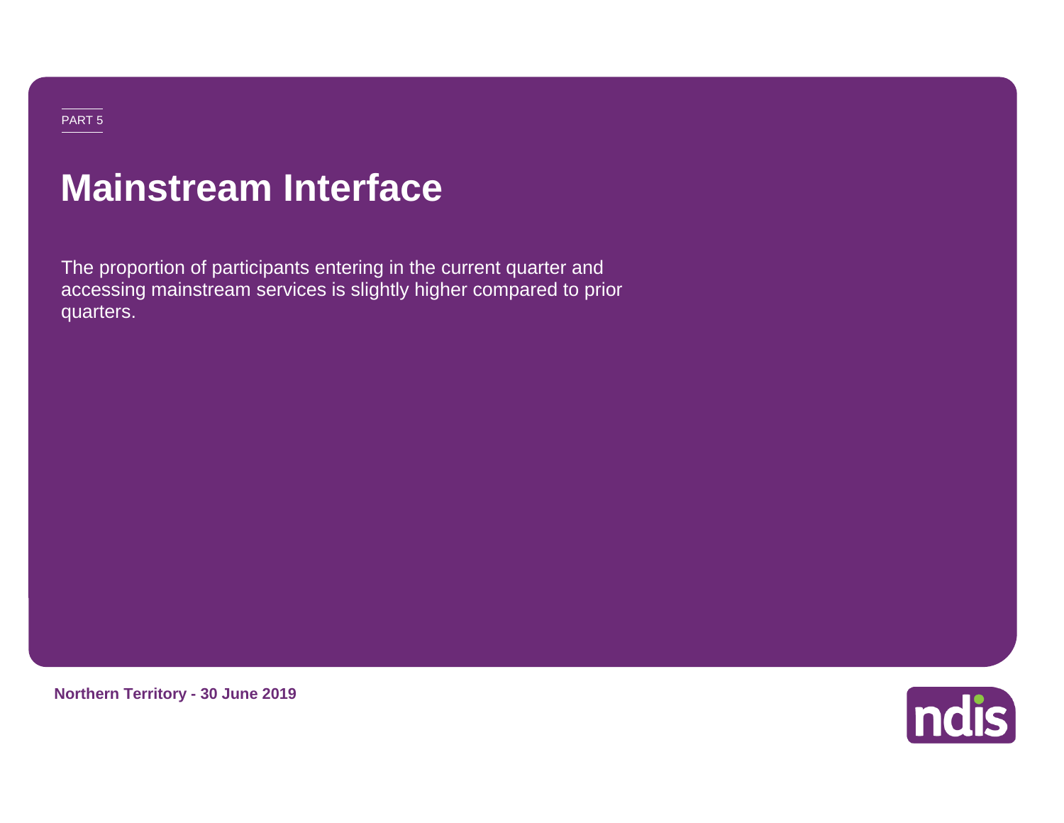PART 5

# Mainstream Interface

The proportion of participants entering in the current quarter and accessing mainstream services is slightly higher compared to prior quarters.

**Northern Territory - 30 June 2019**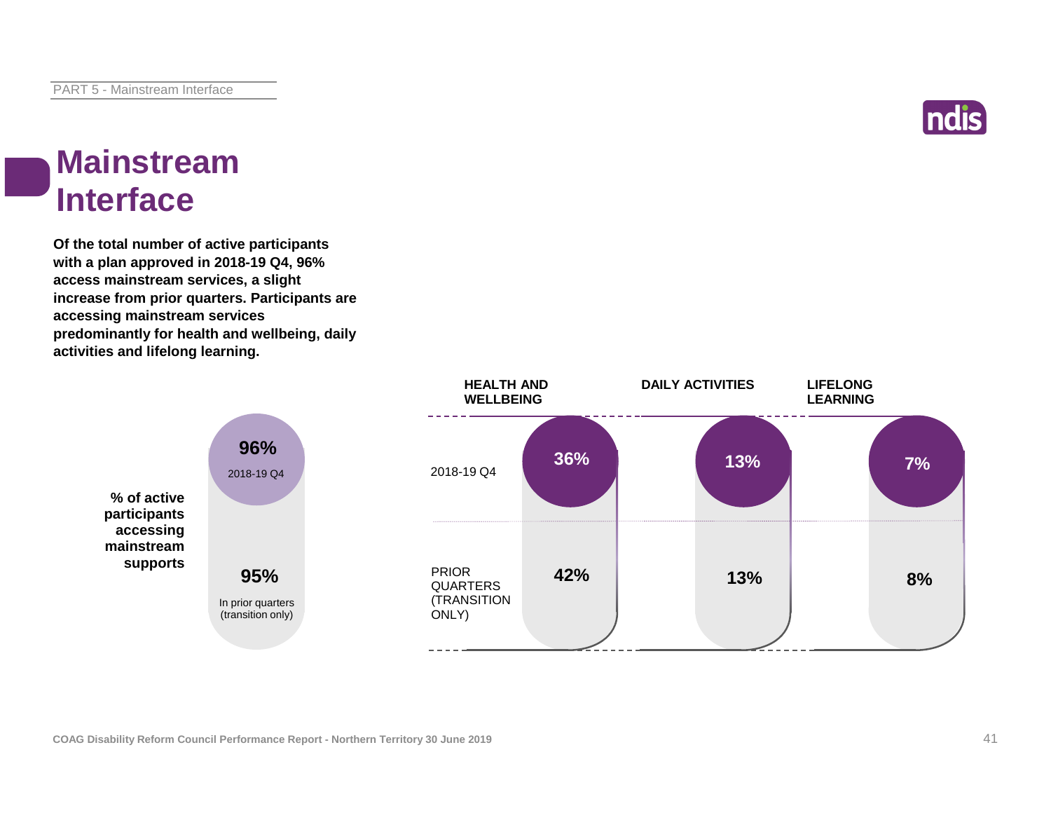# Mainstream Interface

**Of the total number of active participants with a plan approved in 2018-19 Q4, 96% access mainstream services, a slight increase from prior quarters. Participants are accessing mainstream services predominantly for health and wellbeing, daily activities and lifelong learning.**

**% of active participants accessing mainstream supports**

| | % |
| --- | --- |
| 2018-19 Q4 | 96% |
| In prior quarters (transition only) | 95% |

| | HEALTH AND WELLBEING | DAILY ACTIVITIES | LIFELONG LEARNING |
| --- | --- | --- | --- |
| 2018-19 Q4 | 36% | 13% | 7% |
| PRIOR QUARTERS (TRANSITION ONLY) | 42% | 13% | 8% |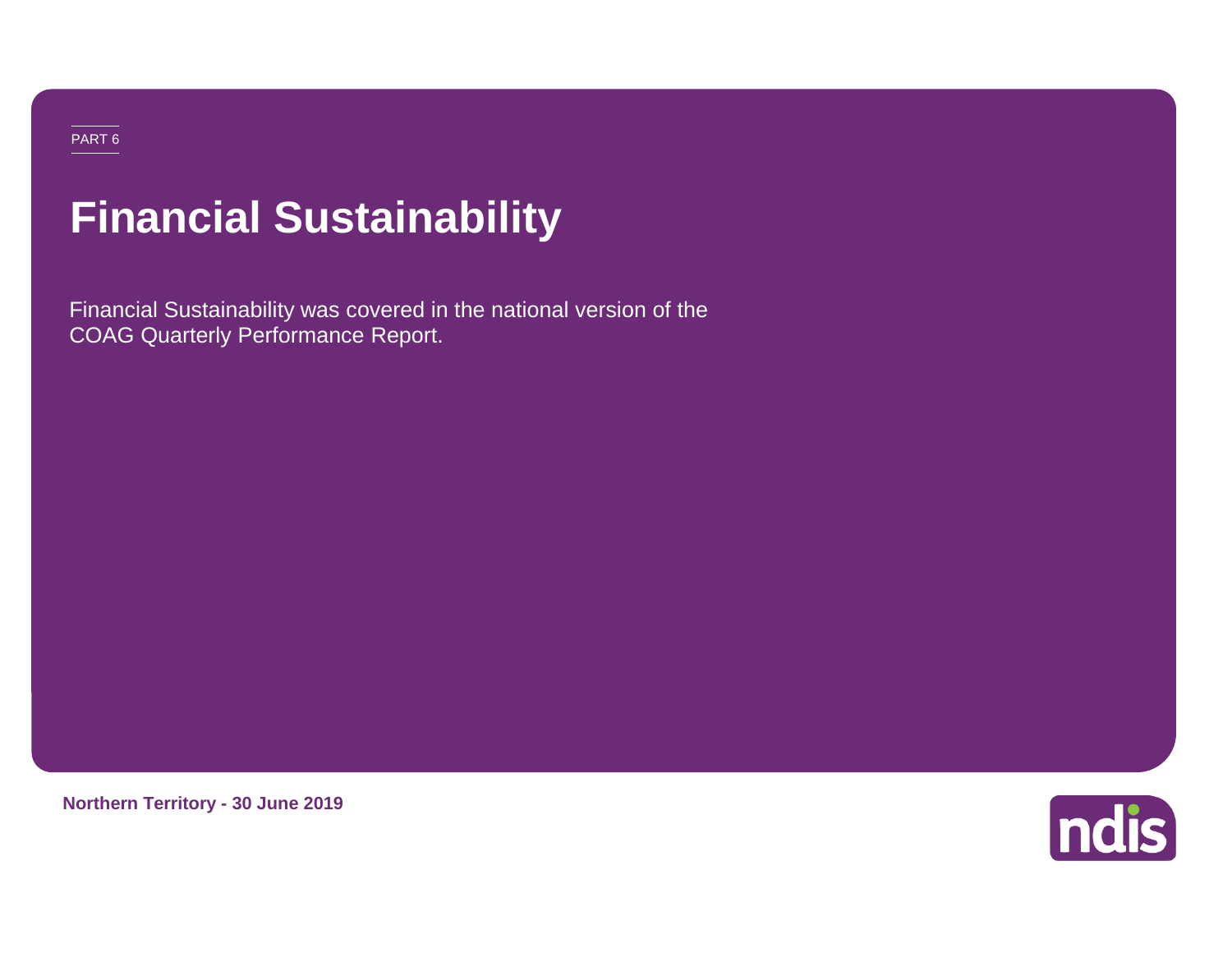PART 6

# Financial Sustainability

Financial Sustainability was covered in the national version of the COAG Quarterly Performance Report.

**Northern Territory - 30 June 2019**